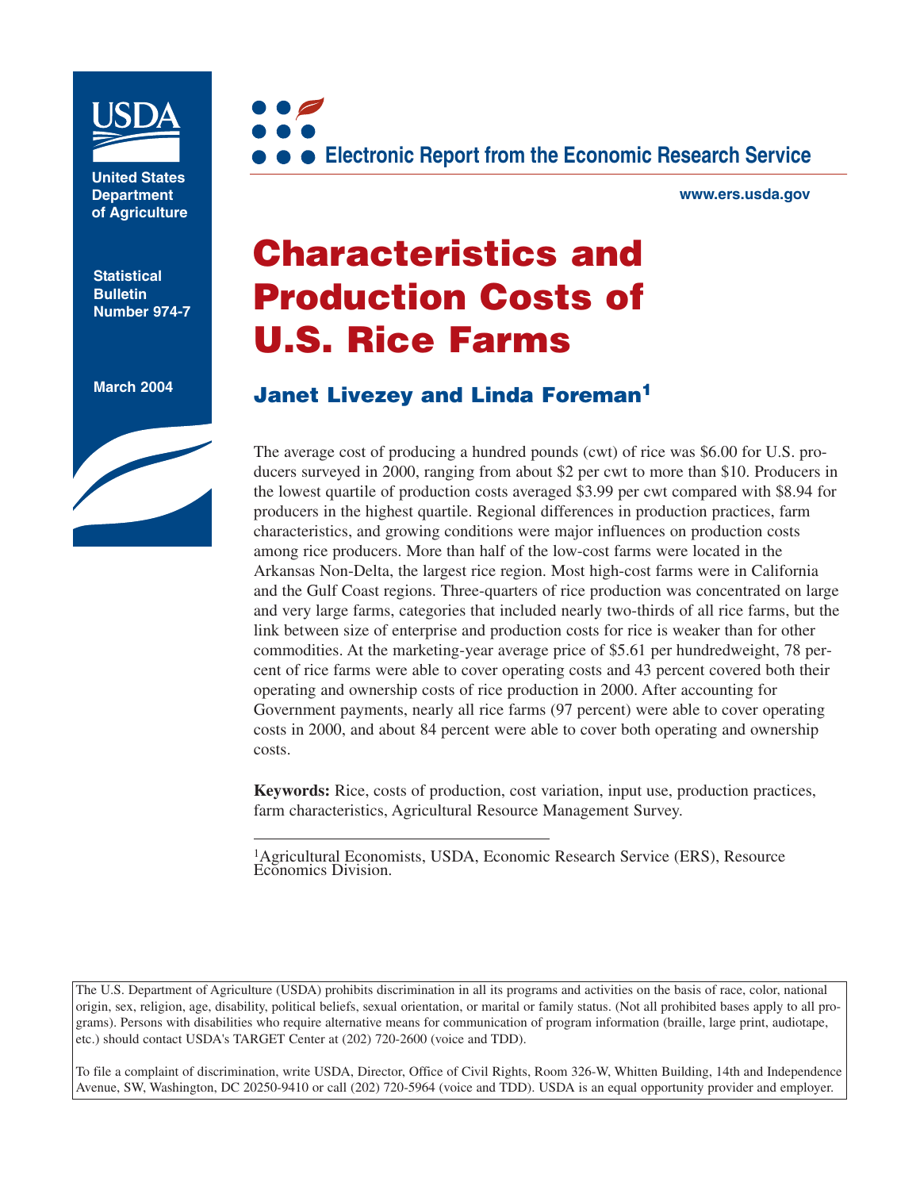United States Department of Agriculture

**Statistical Bulletin Number 974-7**

**March 2004**

**Electronic Report from the Economic Research Service**

**www.ers.usda.gov**

# Characteristics and Production Costs of U.S. Rice Farms

## Janet Livezey and Linda Foreman[1]

The average cost of producing a hundred pounds (cwt) of rice was $6.00 for U.S. producers surveyed in 2000, ranging from about $2 per cwt to more than $10. Producers in the lowest quartile of production costs averaged $3.99 per cwt compared with $8.94 for producers in the highest quartile. Regional differences in production practices, farm characteristics, and growing conditions were major influences on production costs among rice producers. More than half of the low-cost farms were located in the Arkansas Non-Delta, the largest rice region. Most high-cost farms were in California and the Gulf Coast regions. Three-quarters of rice production was concentrated on large and very large farms, categories that included nearly two-thirds of all rice farms, but the link between size of enterprise and production costs for rice is weaker than for other commodities. At the marketing-year average price of $5.61 per hundredweight, 78 percent of rice farms were able to cover operating costs and 43 percent covered both their operating and ownership costs of rice production in 2000. After accounting for Government payments, nearly all rice farms (97 percent) were able to cover operating costs in 2000, and about 84 percent were able to cover both operating and ownership costs.

**Keywords:** Rice, costs of production, cost variation, input use, production practices, farm characteristics, Agricultural Resource Management Survey.

---

[1]Agricultural Economists, USDA, Economic Research Service (ERS), Resource Economics Division.

The U.S. Department of Agriculture (USDA) prohibits discrimination in all its programs and activities on the basis of race, color, national origin, sex, religion, age, disability, political beliefs, sexual orientation, or marital or family status. (Not all prohibited bases apply to all programs). Persons with disabilities who require alternative means for communication of program information (braille, large print, audiotape, etc.) should contact USDA's TARGET Center at (202) 720-2600 (voice and TDD).

To file a complaint of discrimination, write USDA, Director, Office of Civil Rights, Room 326-W, Whitten Building, 14th and Independence Avenue, SW, Washington, DC 20250-9410 or call (202) 720-5964 (voice and TDD). USDA is an equal opportunity provider and employer.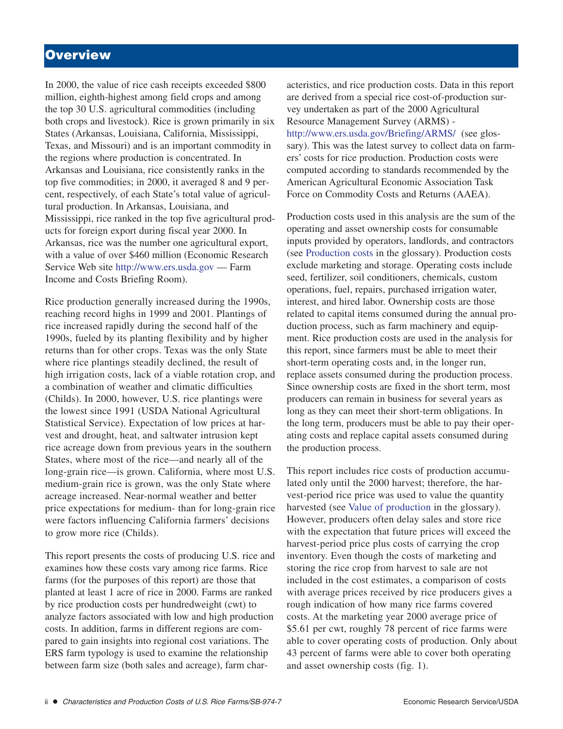# Overview

In 2000, the value of rice cash receipts exceeded $800 million, eighth-highest among field crops and among the top 30 U.S. agricultural commodities (including both crops and livestock). Rice is grown primarily in six States (Arkansas, Louisiana, California, Mississippi, Texas, and Missouri) and is an important commodity in the regions where production is concentrated. In Arkansas and Louisiana, rice consistently ranks in the top five commodities; in 2000, it averaged 8 and 9 percent, respectively, of each State's total value of agricultural production. In Arkansas, Louisiana, and Mississippi, rice ranked in the top five agricultural products for foreign export during fiscal year 2000. In Arkansas, rice was the number one agricultural export, with a value of over $460 million (Economic Research Service Web site http://www.ers.usda.gov — Farm Income and Costs Briefing Room).

Rice production generally increased during the 1990s, reaching record highs in 1999 and 2001. Plantings of rice increased rapidly during the second half of the 1990s, fueled by its planting flexibility and by higher returns than for other crops. Texas was the only State where rice plantings steadily declined, the result of high irrigation costs, lack of a viable rotation crop, and a combination of weather and climatic difficulties (Childs). In 2000, however, U.S. rice plantings were the lowest since 1991 (USDA National Agricultural Statistical Service). Expectation of low prices at harvest and drought, heat, and saltwater intrusion kept rice acreage down from previous years in the southern States, where most of the rice—and nearly all of the long-grain rice—is grown. California, where most U.S. medium-grain rice is grown, was the only State where acreage increased. Near-normal weather and better price expectations for medium- than for long-grain rice were factors influencing California farmers' decisions to grow more rice (Childs).

This report presents the costs of producing U.S. rice and examines how these costs vary among rice farms. Rice farms (for the purposes of this report) are those that planted at least 1 acre of rice in 2000. Farms are ranked by rice production costs per hundredweight (cwt) to analyze factors associated with low and high production costs. In addition, farms in different regions are compared to gain insights into regional cost variations. The ERS farm typology is used to examine the relationship between farm size (both sales and acreage), farm characteristics, and rice production costs. Data in this report are derived from a special rice cost-of-production survey undertaken as part of the 2000 Agricultural Resource Management Survey (ARMS) - http://www.ers.usda.gov/Briefing/ARMS/ (see glossary). This was the latest survey to collect data on farmers' costs for rice production. Production costs were computed according to standards recommended by the American Agricultural Economic Association Task Force on Commodity Costs and Returns (AAEA).

Production costs used in this analysis are the sum of the operating and asset ownership costs for consumable inputs provided by operators, landlords, and contractors (see Production costs in the glossary). Production costs exclude marketing and storage. Operating costs include seed, fertilizer, soil conditioners, chemicals, custom operations, fuel, repairs, purchased irrigation water, interest, and hired labor. Ownership costs are those related to capital items consumed during the annual production process, such as farm machinery and equipment. Rice production costs are used in the analysis for this report, since farmers must be able to meet their short-term operating costs and, in the longer run, replace assets consumed during the production process. Since ownership costs are fixed in the short term, most producers can remain in business for several years as long as they can meet their short-term obligations. In the long term, producers must be able to pay their operating costs and replace capital assets consumed during the production process.

This report includes rice costs of production accumulated only until the 2000 harvest; therefore, the harvest-period rice price was used to value the quantity harvested (see Value of production in the glossary). However, producers often delay sales and store rice with the expectation that future prices will exceed the harvest-period price plus costs of carrying the crop inventory. Even though the costs of marketing and storing the rice crop from harvest to sale are not included in the cost estimates, a comparison of costs with average prices received by rice producers gives a rough indication of how many rice farms covered costs. At the marketing year 2000 average price of $5.61 per cwt, roughly 78 percent of rice farms were able to cover operating costs of production. Only about 43 percent of farms were able to cover both operating and asset ownership costs (fig. 1).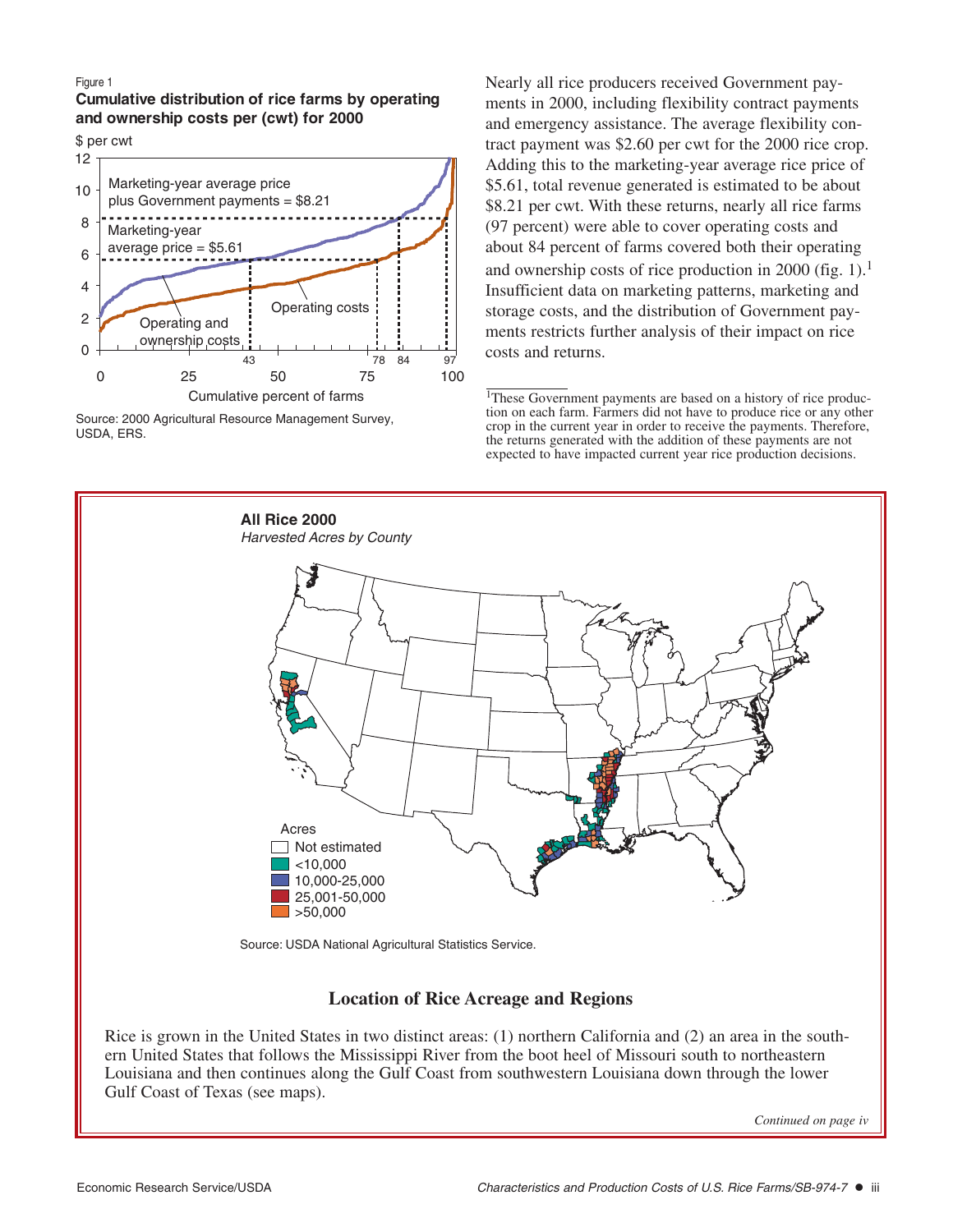Figure 1

**Cumulative distribution of rice farms by operating and ownership costs per (cwt) for 2000**

Source: 2000 Agricultural Resource Management Survey, USDA, ERS.

Nearly all rice producers received Government payments in 2000, including flexibility contract payments and emergency assistance. The average flexibility contract payment was $2.60 per cwt for the 2000 rice crop. Adding this to the marketing-year average rice price of $5.61, total revenue generated is estimated to be about $8.21 per cwt. With these returns, nearly all rice farms (97 percent) were able to cover operating costs and about 84 percent of farms covered both their operating and ownership costs of rice production in 2000 (fig. 1).[1] Insufficient data on marketing patterns, marketing and storage costs, and the distribution of Government payments restricts further analysis of their impact on rice costs and returns.

[1]These Government payments are based on a history of rice production on each farm. Farmers did not have to produce rice or any other crop in the current year in order to receive the payments. Therefore, the returns generated with the addition of these payments are not expected to have impacted current year rice production decisions.

**All Rice 2000**

*Harvested Acres by County*

Source: USDA National Agricultural Statistics Service.

## Location of Rice Acreage and Regions

Rice is grown in the United States in two distinct areas: (1) northern California and (2) an area in the southern United States that follows the Mississippi River from the boot heel of Missouri south to northeastern Louisiana and then continues along the Gulf Coast from southwestern Louisiana down through the lower Gulf Coast of Texas (see maps).

*Continued on page iv*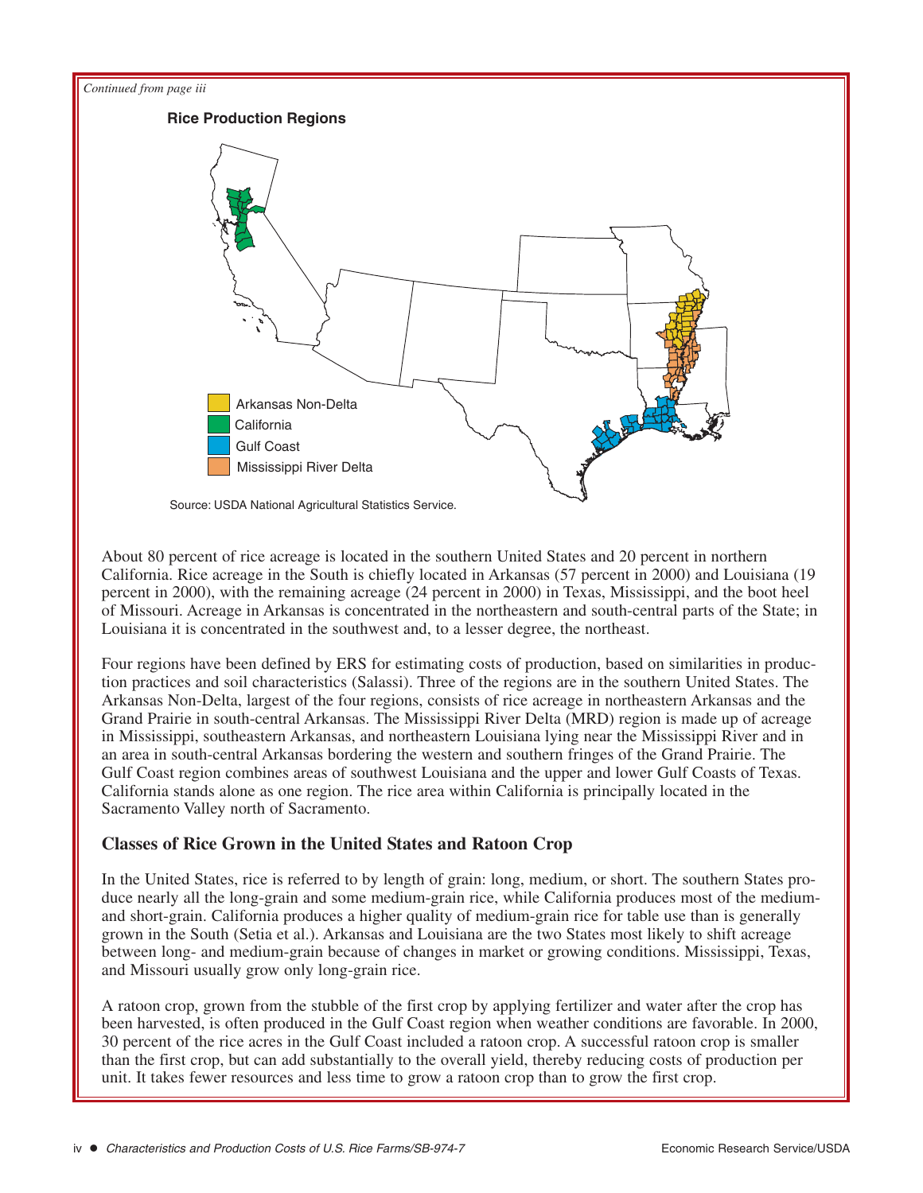*Continued from page iii*

**Rice Production Regions**

Arkansas Non-Delta

California

Gulf Coast

Mississippi River Delta

Source: USDA National Agricultural Statistics Service.

About 80 percent of rice acreage is located in the southern United States and 20 percent in northern California. Rice acreage in the South is chiefly located in Arkansas (57 percent in 2000) and Louisiana (19 percent in 2000), with the remaining acreage (24 percent in 2000) in Texas, Mississippi, and the boot heel of Missouri. Acreage in Arkansas is concentrated in the northeastern and south-central parts of the State; in Louisiana it is concentrated in the southwest and, to a lesser degree, the northeast.

Four regions have been defined by ERS for estimating costs of production, based on similarities in production practices and soil characteristics (Salassi). Three of the regions are in the southern United States. The Arkansas Non-Delta, largest of the four regions, consists of rice acreage in northeastern Arkansas and the Grand Prairie in south-central Arkansas. The Mississippi River Delta (MRD) region is made up of acreage in Mississippi, southeastern Arkansas, and northeastern Louisiana lying near the Mississippi River and in an area in south-central Arkansas bordering the western and southern fringes of the Grand Prairie. The Gulf Coast region combines areas of southwest Louisiana and the upper and lower Gulf Coasts of Texas. California stands alone as one region. The rice area within California is principally located in the Sacramento Valley north of Sacramento.

## Classes of Rice Grown in the United States and Ratoon Crop

In the United States, rice is referred to by length of grain: long, medium, or short. The southern States produce nearly all the long-grain and some medium-grain rice, while California produces most of the medium- and short-grain. California produces a higher quality of medium-grain rice for table use than is generally grown in the South (Setia et al.). Arkansas and Louisiana are the two States most likely to shift acreage between long- and medium-grain because of changes in market or growing conditions. Mississippi, Texas, and Missouri usually grow only long-grain rice.

A ratoon crop, grown from the stubble of the first crop by applying fertilizer and water after the crop has been harvested, is often produced in the Gulf Coast region when weather conditions are favorable. In 2000, 30 percent of the rice acres in the Gulf Coast included a ratoon crop. A successful ratoon crop is smaller than the first crop, but can add substantially to the overall yield, thereby reducing costs of production per unit. It takes fewer resources and less time to grow a ratoon crop than to grow the first crop.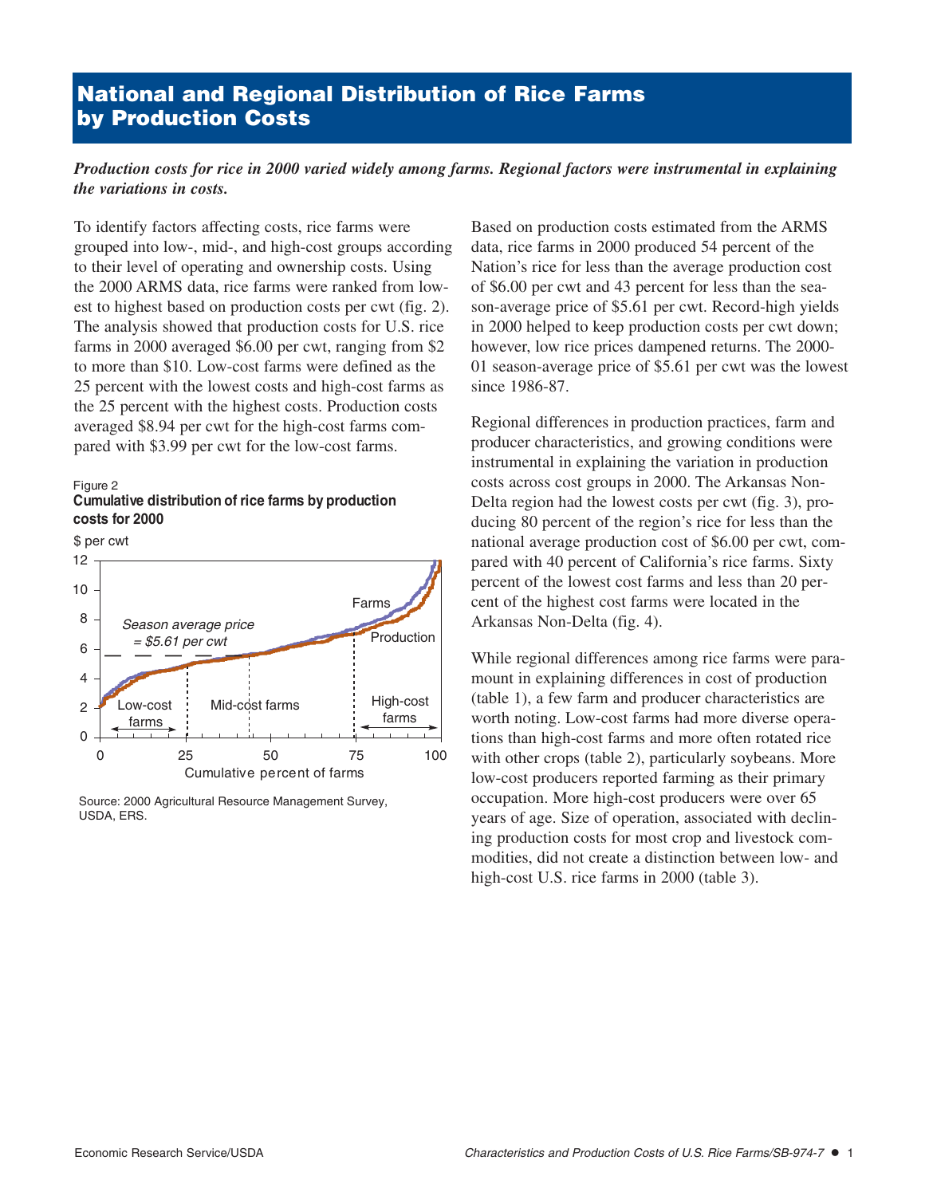# National and Regional Distribution of Rice Farms by Production Costs

***Production costs for rice in 2000 varied widely among farms. Regional factors were instrumental in explaining the variations in costs.***

To identify factors affecting costs, rice farms were grouped into low-, mid-, and high-cost groups according to their level of operating and ownership costs. Using the 2000 ARMS data, rice farms were ranked from lowest to highest based on production costs per cwt (fig. 2). The analysis showed that production costs for U.S. rice farms in 2000 averaged $6.00 per cwt, ranging from $2 to more than $10. Low-cost farms were defined as the 25 percent with the lowest costs and high-cost farms as the 25 percent with the highest costs. Production costs averaged $8.94 per cwt for the high-cost farms compared with $3.99 per cwt for the low-cost farms.

Figure 2
**Cumulative distribution of rice farms by production costs for 2000**

Source: 2000 Agricultural Resource Management Survey, USDA, ERS.

Based on production costs estimated from the ARMS data, rice farms in 2000 produced 54 percent of the Nation's rice for less than the average production cost of $6.00 per cwt and 43 percent for less than the season-average price of $5.61 per cwt. Record-high yields in 2000 helped to keep production costs per cwt down; however, low rice prices dampened returns. The 2000-01 season-average price of $5.61 per cwt was the lowest since 1986-87.

Regional differences in production practices, farm and producer characteristics, and growing conditions were instrumental in explaining the variation in production costs across cost groups in 2000. The Arkansas Non-Delta region had the lowest costs per cwt (fig. 3), producing 80 percent of the region's rice for less than the national average production cost of $6.00 per cwt, compared with 40 percent of California's rice farms. Sixty percent of the lowest cost farms and less than 20 percent of the highest cost farms were located in the Arkansas Non-Delta (fig. 4).

While regional differences among rice farms were paramount in explaining differences in cost of production (table 1), a few farm and producer characteristics are worth noting. Low-cost farms had more diverse operations than high-cost farms and more often rotated rice with other crops (table 2), particularly soybeans. More low-cost producers reported farming as their primary occupation. More high-cost producers were over 65 years of age. Size of operation, associated with declining production costs for most crop and livestock commodities, did not create a distinction between low- and high-cost U.S. rice farms in 2000 (table 3).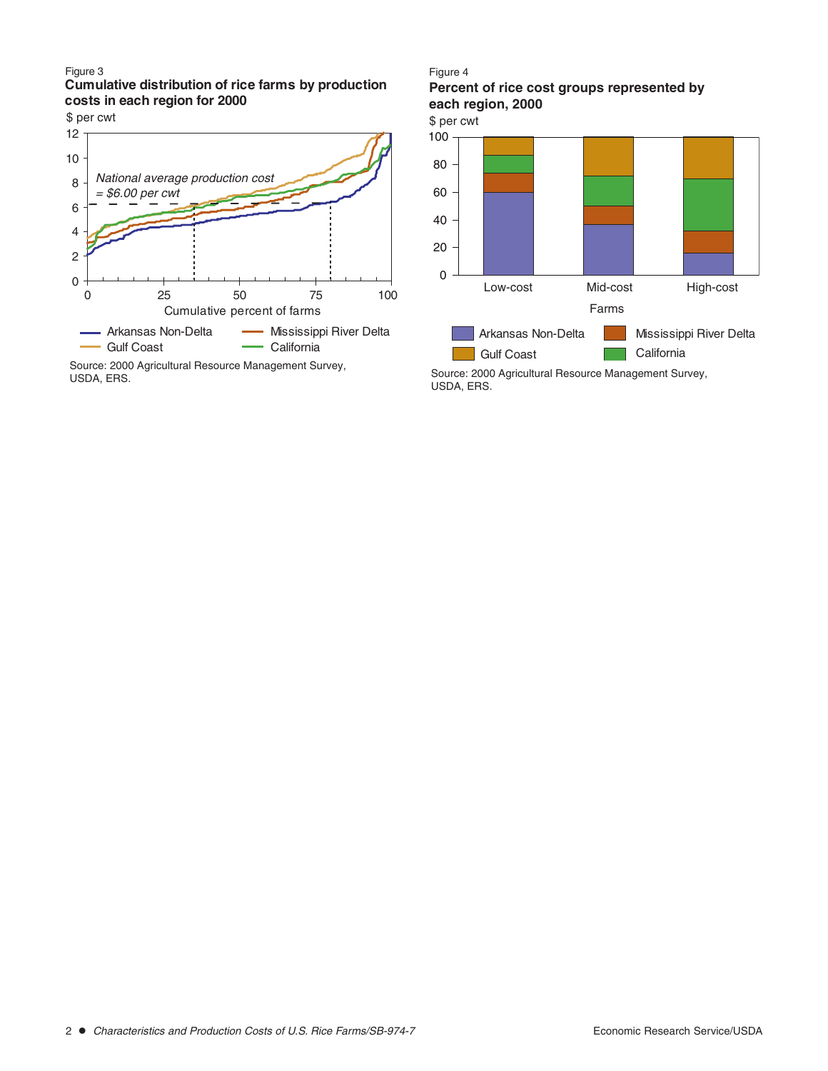Figure 3

**Cumulative distribution of rice farms by production costs in each region for 2000**

$ per cwt

*National average production cost = $6.00 per cwt*

Cumulative percent of farms

Arkansas Non-Delta — Mississippi River Delta — Gulf Coast — California

Source: 2000 Agricultural Resource Management Survey, USDA, ERS.

Figure 4

**Percent of rice cost groups represented by each region, 2000**

$ per cwt

Low-cost — Mid-cost — High-cost

Farms

Arkansas Non-Delta — Mississippi River Delta — Gulf Coast — California

Source: 2000 Agricultural Resource Management Survey, USDA, ERS.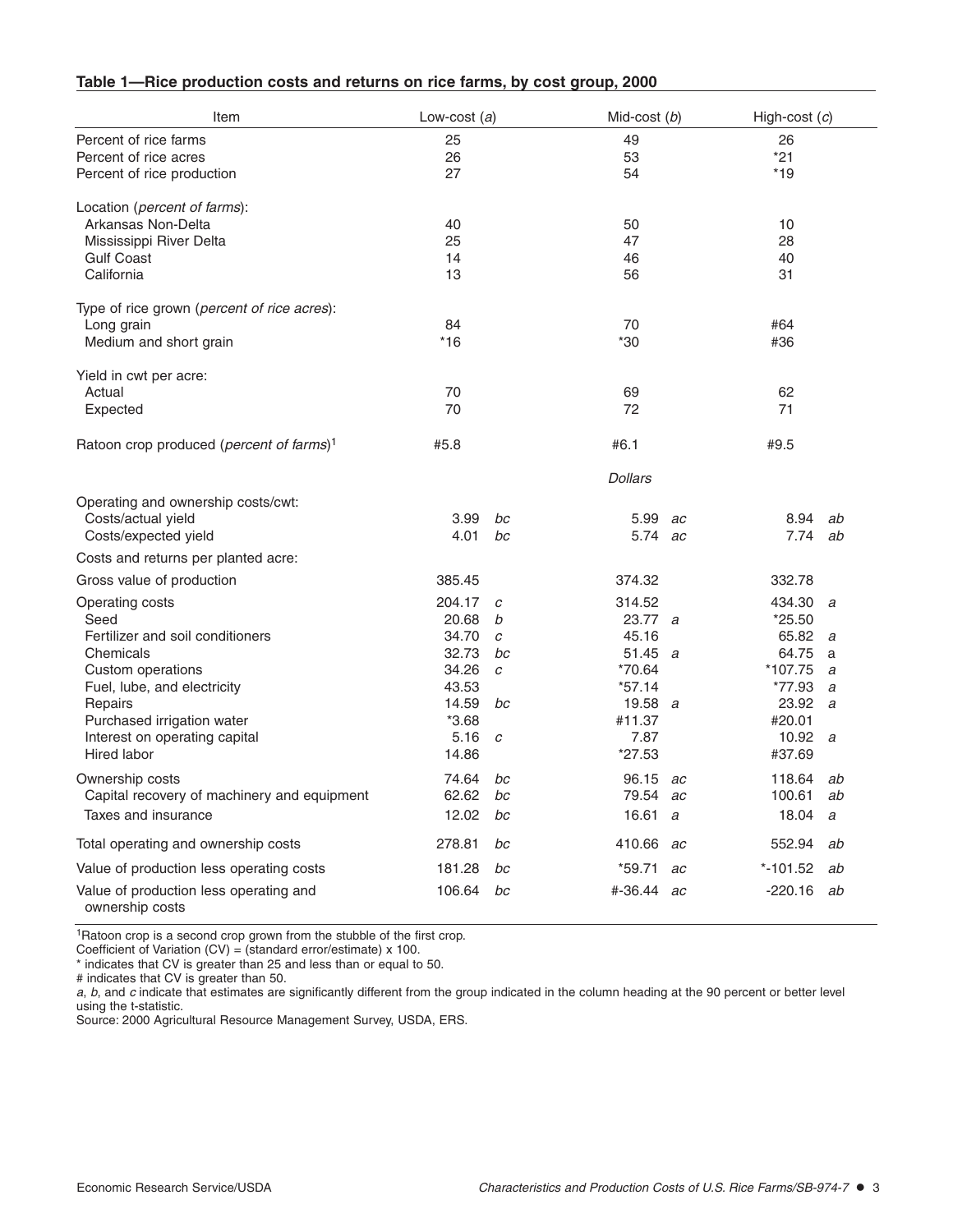### Table 1—Rice production costs and returns on rice farms, by cost group, 2000

| Item | Low-cost (*a*) | | Mid-cost (*b*) | | High-cost (*c*) | |
|---|---|---|---|---|---|---|
| Percent of rice farms | 25 | | 49 | | 26 | |
| Percent of rice acres | 26 | | 53 | | *21 | |
| Percent of rice production | 27 | | 54 | | *19 | |
| Location (*percent of farms*): | | | | | | |
| Arkansas Non-Delta | 40 | | 50 | | 10 | |
| Mississippi River Delta | 25 | | 47 | | 28 | |
| Gulf Coast | 14 | | 46 | | 40 | |
| California | 13 | | 56 | | 31 | |
| Type of rice grown (*percent of rice acres*): | | | | | | |
| Long grain | 84 | | 70 | | #64 | |
| Medium and short grain | *16 | | *30 | | #36 | |
| Yield in cwt per acre: | | | | | | |
| Actual | 70 | | 69 | | 62 | |
| Expected | 70 | | 72 | | 71 | |
| Ratoon crop produced (*percent of farms*)[1] | #5.8 | | #6.1 | | #9.5 | |
| | | | *Dollars* | | | |
| Operating and ownership costs/cwt: | | | | | | |
| Costs/actual yield | 3.99 | *bc* | 5.99 | *ac* | 8.94 | *ab* |
| Costs/expected yield | 4.01 | *bc* | 5.74 | *ac* | 7.74 | *ab* |
| Costs and returns per planted acre: | | | | | | |
| Gross value of production | 385.45 | | 374.32 | | 332.78 | |
| Operating costs | 204.17 | *c* | 314.52 | | 434.30 | *a* |
| Seed | 20.68 | *b* | 23.77 | *a* | *25.50 | |
| Fertilizer and soil conditioners | 34.70 | *c* | 45.16 | | 65.82 | *a* |
| Chemicals | 32.73 | *bc* | 51.45 | *a* | 64.75 | a |
| Custom operations | 34.26 | *c* | *70.64 | | *107.75 | *a* |
| Fuel, lube, and electricity | 43.53 | | *57.14 | | *77.93 | *a* |
| Repairs | 14.59 | *bc* | 19.58 | *a* | 23.92 | *a* |
| Purchased irrigation water | *3.68 | | #11.37 | | #20.01 | |
| Interest on operating capital | 5.16 | *c* | 7.87 | | 10.92 | *a* |
| Hired labor | 14.86 | | *27.53 | | #37.69 | |
| Ownership costs | 74.64 | *bc* | 96.15 | *ac* | 118.64 | *ab* |
| Capital recovery of machinery and equipment | 62.62 | *bc* | 79.54 | *ac* | 100.61 | *ab* |
| Taxes and insurance | 12.02 | *bc* | 16.61 | *a* | 18.04 | *a* |
| Total operating and ownership costs | 278.81 | *bc* | 410.66 | *ac* | 552.94 | *ab* |
| Value of production less operating costs | 181.28 | *bc* | *59.71 | *ac* | *-101.52 | *ab* |
| Value of production less operating and ownership costs | 106.64 | *bc* | #-36.44 | *ac* | -220.16 | *ab* |

[1]Ratoon crop is a second crop grown from the stubble of the first crop.
Coefficient of Variation (CV) = (standard error/estimate) x 100.
* indicates that CV is greater than 25 and less than or equal to 50.
# indicates that CV is greater than 50.
*a*, *b*, and *c* indicate that estimates are significantly different from the group indicated in the column heading at the 90 percent or better level using the t-statistic.
Source: 2000 Agricultural Resource Management Survey, USDA, ERS.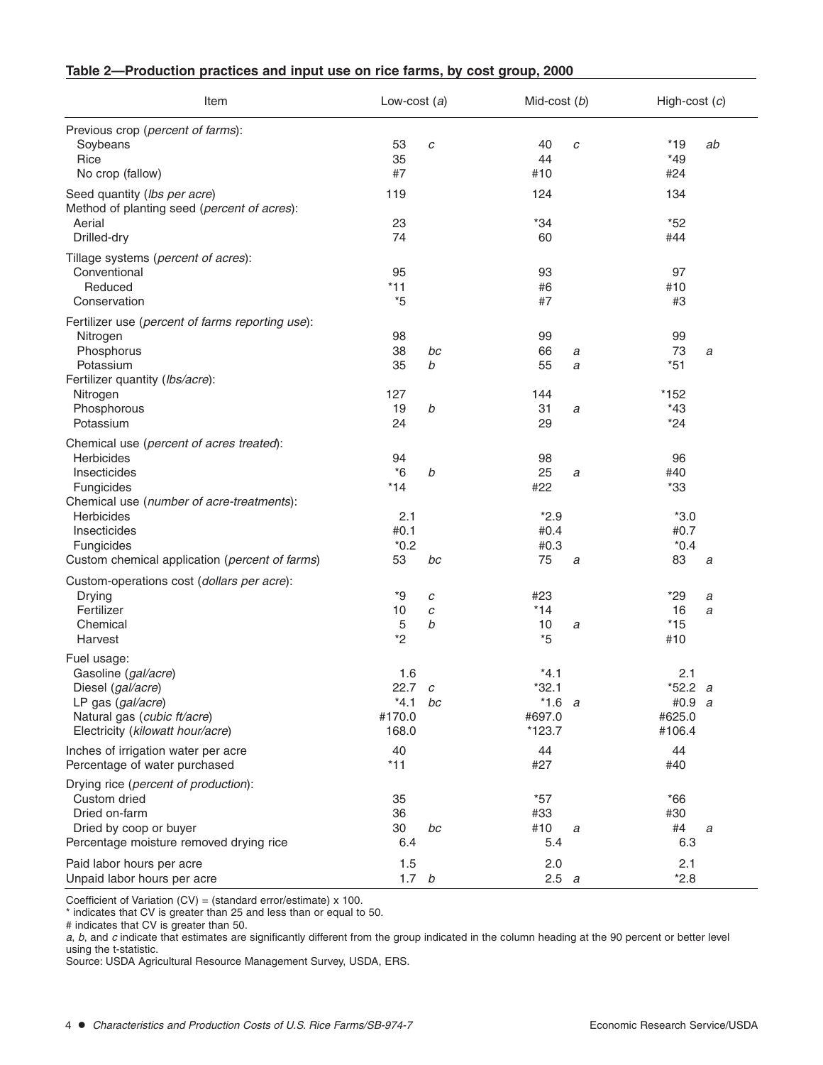**Table 2—Production practices and input use on rice farms, by cost group, 2000**

| Item | Low-cost (*a*) | | Mid-cost (*b*) | | High-cost (*c*) | |
|---|---|---|---|---|---|---|
| Previous crop (*percent of farms*): | | | | | | |
| Soybeans | 53 | *c* | 40 | *c* | *19 | *ab* |
| Rice | 35 | | 44 | | *49 | |
| No crop (fallow) | #7 | | #10 | | #24 | |
| Seed quantity (*lbs per acre*) | 119 | | 124 | | 134 | |
| Method of planting seed (*percent of acres*): | | | | | | |
| Aerial | 23 | | *34 | | *52 | |
| Drilled-dry | 74 | | 60 | | #44 | |
| Tillage systems (*percent of acres*): | | | | | | |
| Conventional | 95 | | 93 | | 97 | |
| Reduced | *11 | | #6 | | #10 | |
| Conservation | *5 | | #7 | | #3 | |
| Fertilizer use (*percent of farms reporting use*): | | | | | | |
| Nitrogen | 98 | | 99 | | 99 | |
| Phosphorus | 38 | *bc* | 66 | *a* | 73 | *a* |
| Potassium | 35 | *b* | 55 | *a* | *51 | |
| Fertilizer quantity (*lbs/acre*): | | | | | | |
| Nitrogen | 127 | | 144 | | *152 | |
| Phosphorous | 19 | *b* | 31 | *a* | *43 | |
| Potassium | 24 | | 29 | | *24 | |
| Chemical use (*percent of acres treated*): | | | | | | |
| Herbicides | 94 | | 98 | | 96 | |
| Insecticides | *6 | *b* | 25 | *a* | #40 | |
| Fungicides | *14 | | #22 | | *33 | |
| Chemical use (*number of acre-treatments*): | | | | | | |
| Herbicides | 2.1 | | *2.9 | | *3.0 | |
| Insecticides | #0.1 | | #0.4 | | #0.7 | |
| Fungicides | *0.2 | | #0.3 | | *0.4 | |
| Custom chemical application (*percent of farms*) | 53 | *bc* | 75 | *a* | 83 | *a* |
| Custom-operations cost (*dollars per acre*): | | | | | | |
| Drying | *9 | *c* | #23 | | *29 | *a* |
| Fertilizer | 10 | *c* | *14 | | 16 | *a* |
| Chemical | 5 | *b* | 10 | *a* | *15 | |
| Harvest | *2 | | *5 | | #10 | |
| Fuel usage: | | | | | | |
| Gasoline (*gal/acre*) | 1.6 | | *4.1 | | 2.1 | |
| Diesel (*gal/acre*) | 22.7 | *c* | *32.1 | | *52.2 | *a* |
| LP gas (*gal/acre*) | *4.1 | *bc* | *1.6 | *a* | #0.9 | *a* |
| Natural gas (*cubic ft/acre*) | #170.0 | | #697.0 | | #625.0 | |
| Electricity (*kilowatt hour/acre*) | 168.0 | | *123.7 | | #106.4 | |
| Inches of irrigation water per acre | 40 | | 44 | | 44 | |
| Percentage of water purchased | *11 | | #27 | | #40 | |
| Drying rice (*percent of production*): | | | | | | |
| Custom dried | 35 | | *57 | | *66 | |
| Dried on-farm | 36 | | #33 | | #30 | |
| Dried by coop or buyer | 30 | *bc* | #10 | *a* | #4 | *a* |
| Percentage moisture removed drying rice | 6.4 | | 5.4 | | 6.3 | |
| Paid labor hours per acre | 1.5 | | 2.0 | | 2.1 | |
| Unpaid labor hours per acre | 1.7 | *b* | 2.5 | *a* | *2.8 | |

Coefficient of Variation (CV) = (standard error/estimate) x 100.

* indicates that CV is greater than 25 and less than or equal to 50.

# indicates that CV is greater than 50.

*a*, *b*, and *c* indicate that estimates are significantly different from the group indicated in the column heading at the 90 percent or better level using the t-statistic.

Source: USDA Agricultural Resource Management Survey, USDA, ERS.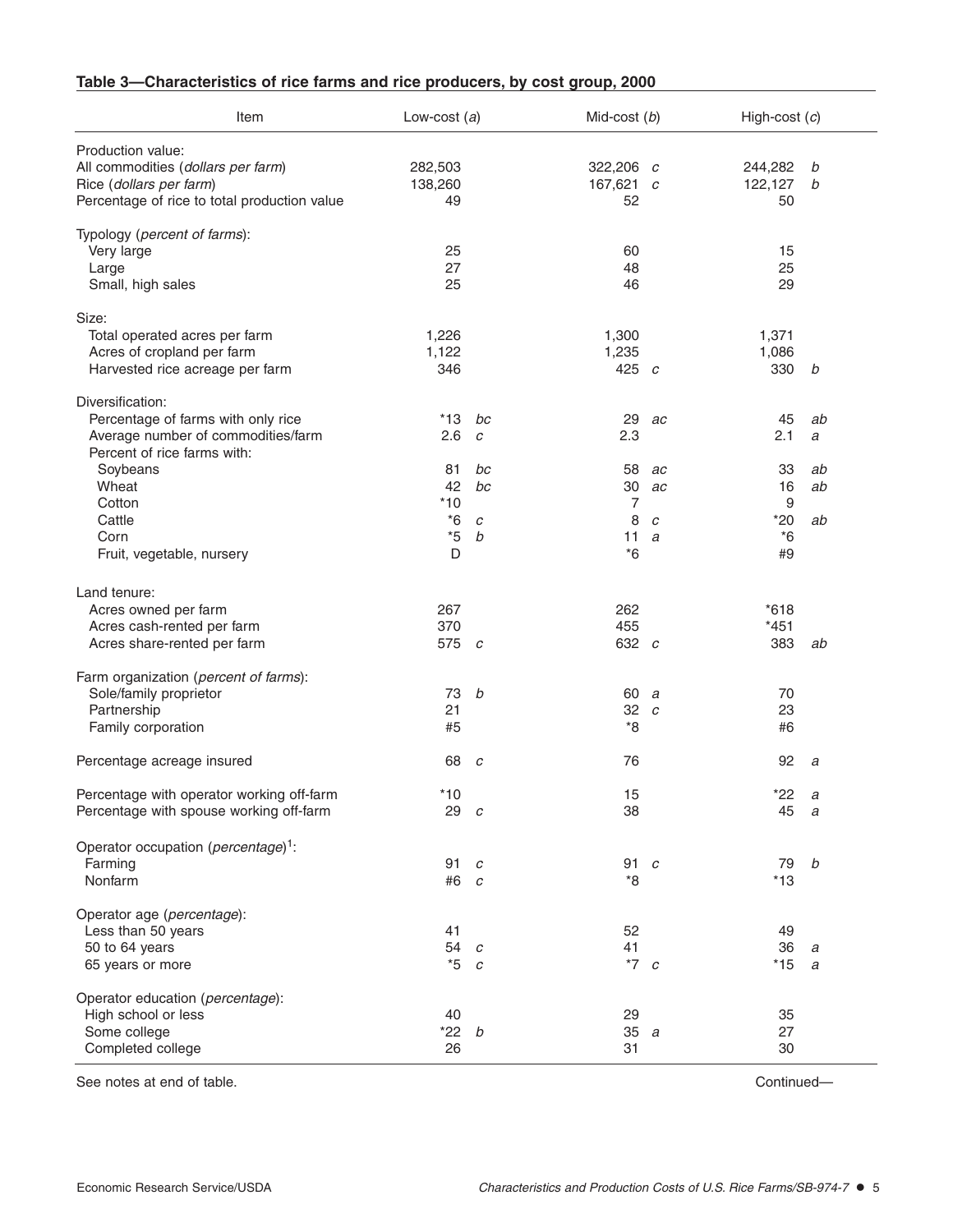## Table 3—Characteristics of rice farms and rice producers, by cost group, 2000

| Item | Low-cost (*a*) | | Mid-cost (*b*) | | High-cost (*c*) | |
|---|---|---|---|---|---|---|
| Production value: | | | | | | |
| All commodities (*dollars per farm*) | 282,503 | | 322,206 | *c* | 244,282 | *b* |
| Rice (*dollars per farm*) | 138,260 | | 167,621 | *c* | 122,127 | *b* |
| Percentage of rice to total production value | 49 | | 52 | | 50 | |
| Typology (*percent of farms*): | | | | | | |
| Very large | 25 | | 60 | | 15 | |
| Large | 27 | | 48 | | 25 | |
| Small, high sales | 25 | | 46 | | 29 | |
| Size: | | | | | | |
| Total operated acres per farm | 1,226 | | 1,300 | | 1,371 | |
| Acres of cropland per farm | 1,122 | | 1,235 | | 1,086 | |
| Harvested rice acreage per farm | 346 | | 425 | *c* | 330 | *b* |
| Diversification: | | | | | | |
| Percentage of farms with only rice | *13 | *bc* | 29 | *ac* | 45 | *ab* |
| Average number of commodities/farm | 2.6 | *c* | 2.3 | | 2.1 | *a* |
| Percent of rice farms with: | | | | | | |
| Soybeans | 81 | *bc* | 58 | *ac* | 33 | *ab* |
| Wheat | 42 | *bc* | 30 | *ac* | 16 | *ab* |
| Cotton | *10 | | 7 | | 9 | |
| Cattle | *6 | *c* | 8 | *c* | *20 | *ab* |
| Corn | *5 | *b* | 11 | *a* | *6 | |
| Fruit, vegetable, nursery | D | | *6 | | #9 | |
| Land tenure: | | | | | | |
| Acres owned per farm | 267 | | 262 | | *618 | |
| Acres cash-rented per farm | 370 | | 455 | | *451 | |
| Acres share-rented per farm | 575 | *c* | 632 | *c* | 383 | *ab* |
| Farm organization (*percent of farms*): | | | | | | |
| Sole/family proprietor | 73 | *b* | 60 | *a* | 70 | |
| Partnership | 21 | | 32 | *c* | 23 | |
| Family corporation | #5 | | *8 | | #6 | |
| Percentage acreage insured | 68 | *c* | 76 | | 92 | *a* |
| Percentage with operator working off-farm | *10 | | 15 | | *22 | *a* |
| Percentage with spouse working off-farm | 29 | *c* | 38 | | 45 | *a* |
| Operator occupation (*percentage*)[1]: | | | | | | |
| Farming | 91 | *c* | 91 | *c* | 79 | *b* |
| Nonfarm | #6 | *c* | *8 | | *13 | |
| Operator age (*percentage*): | | | | | | |
| Less than 50 years | 41 | | 52 | | 49 | |
| 50 to 64 years | 54 | *c* | 41 | | 36 | *a* |
| 65 years or more | *5 | *c* | *7 | *c* | *15 | *a* |
| Operator education (*percentage*): | | | | | | |
| High school or less | 40 | | 29 | | 35 | |
| Some college | *22 | *b* | 35 | *a* | 27 | |
| Completed college | 26 | | 31 | | 30 | |

See notes at end of table. Continued—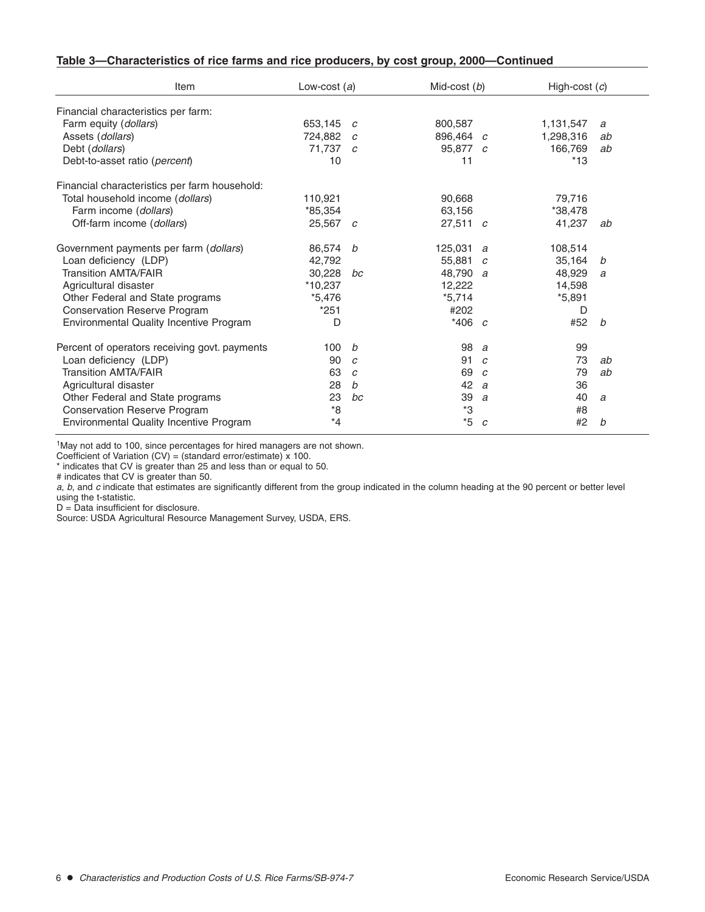**Table 3—Characteristics of rice farms and rice producers, by cost group, 2000—Continued**

| Item | Low-cost (*a*) | | Mid-cost (*b*) | | High-cost (*c*) | |
|---|---|---|---|---|---|---|
| Financial characteristics per farm: | | | | | | |
| Farm equity (*dollars*) | 653,145 | *c* | 800,587 | | 1,131,547 | *a* |
| Assets (*dollars*) | 724,882 | *c* | 896,464 | *c* | 1,298,316 | *ab* |
| Debt (*dollars*) | 71,737 | *c* | 95,877 | *c* | 166,769 | *ab* |
| Debt-to-asset ratio (*percent*) | 10 | | 11 | | *13 | |
| Financial characteristics per farm household: | | | | | | |
| Total household income (*dollars*) | 110,921 | | 90,668 | | 79,716 | |
| Farm income (*dollars*) | *85,354 | | 63,156 | | *38,478 | |
| Off-farm income (*dollars*) | 25,567 | *c* | 27,511 | *c* | 41,237 | *ab* |
| Government payments per farm (*dollars*) | 86,574 | *b* | 125,031 | *a* | 108,514 | |
| Loan deficiency (LDP) | 42,792 | | 55,881 | *c* | 35,164 | *b* |
| Transition AMTA/FAIR | 30,228 | *bc* | 48,790 | *a* | 48,929 | *a* |
| Agricultural disaster | *10,237 | | 12,222 | | 14,598 | |
| Other Federal and State programs | *5,476 | | *5,714 | | *5,891 | |
| Conservation Reserve Program | *251 | | #202 | | D | |
| Environmental Quality Incentive Program | D | | *406 | *c* | #52 | *b* |
| Percent of operators receiving govt. payments | 100 | *b* | 98 | *a* | 99 | |
| Loan deficiency (LDP) | 90 | *c* | 91 | *c* | 73 | *ab* |
| Transition AMTA/FAIR | 63 | *c* | 69 | *c* | 79 | *ab* |
| Agricultural disaster | 28 | *b* | 42 | *a* | 36 | |
| Other Federal and State programs | 23 | *bc* | 39 | *a* | 40 | *a* |
| Conservation Reserve Program | *8 | | *3 | | #8 | |
| Environmental Quality Incentive Program | *4 | | *5 | *c* | #2 | *b* |

[1]May not add to 100, since percentages for hired managers are not shown.
Coefficient of Variation (CV) = (standard error/estimate) x 100.
* indicates that CV is greater than 25 and less than or equal to 50.
# indicates that CV is greater than 50.
*a*, *b*, and *c* indicate that estimates are significantly different from the group indicated in the column heading at the 90 percent or better level using the t-statistic.
D = Data insufficient for disclosure.
Source: USDA Agricultural Resource Management Survey, USDA, ERS.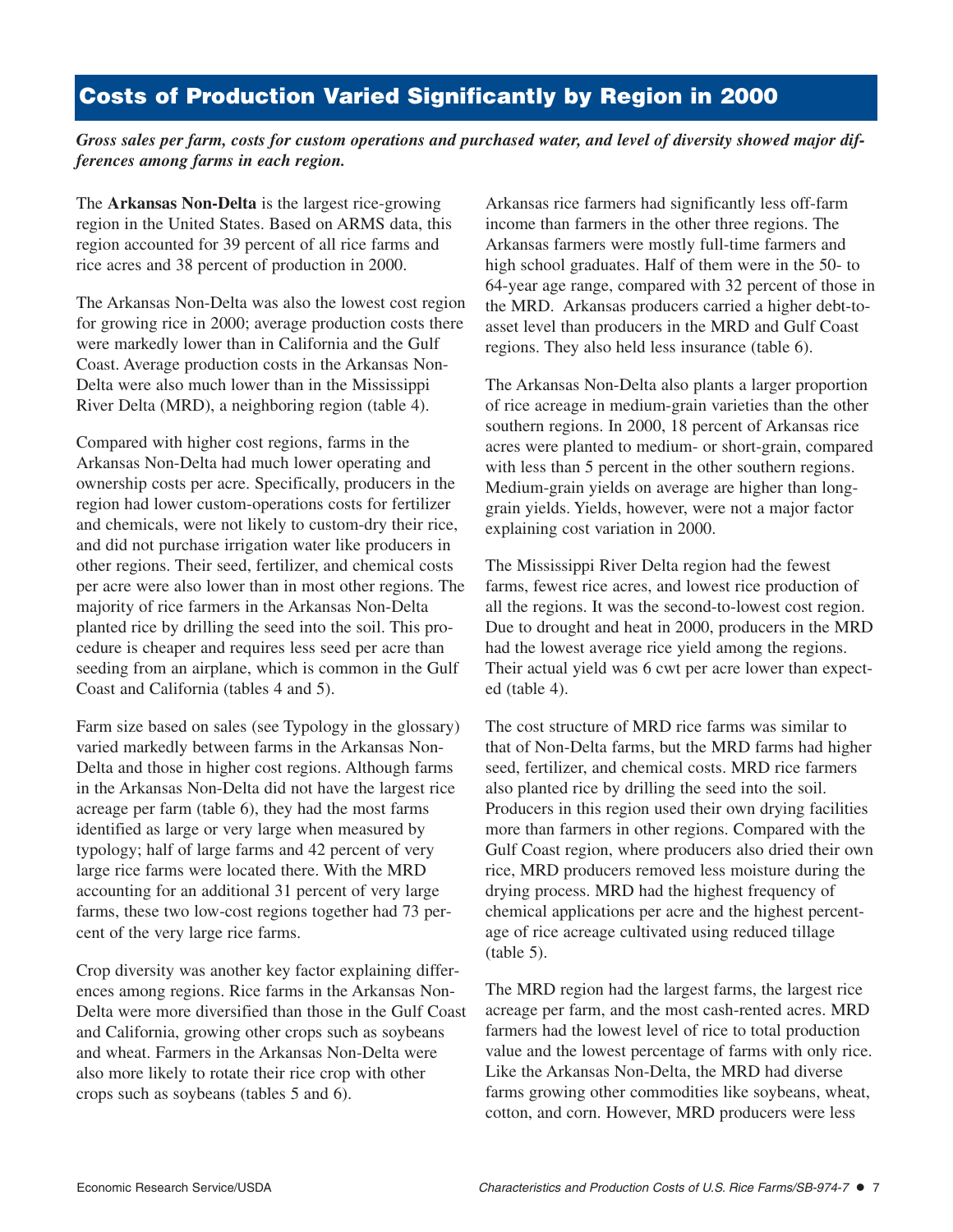## Costs of Production Varied Significantly by Region in 2000

***Gross sales per farm, costs for custom operations and purchased water, and level of diversity showed major differences among farms in each region.***

The **Arkansas Non-Delta** is the largest rice-growing region in the United States. Based on ARMS data, this region accounted for 39 percent of all rice farms and rice acres and 38 percent of production in 2000.

The Arkansas Non-Delta was also the lowest cost region for growing rice in 2000; average production costs there were markedly lower than in California and the Gulf Coast. Average production costs in the Arkansas Non-Delta were also much lower than in the Mississippi River Delta (MRD), a neighboring region (table 4).

Compared with higher cost regions, farms in the Arkansas Non-Delta had much lower operating and ownership costs per acre. Specifically, producers in the region had lower custom-operations costs for fertilizer and chemicals, were not likely to custom-dry their rice, and did not purchase irrigation water like producers in other regions. Their seed, fertilizer, and chemical costs per acre were also lower than in most other regions. The majority of rice farmers in the Arkansas Non-Delta planted rice by drilling the seed into the soil. This procedure is cheaper and requires less seed per acre than seeding from an airplane, which is common in the Gulf Coast and California (tables 4 and 5).

Farm size based on sales (see Typology in the glossary) varied markedly between farms in the Arkansas Non-Delta and those in higher cost regions. Although farms in the Arkansas Non-Delta did not have the largest rice acreage per farm (table 6), they had the most farms identified as large or very large when measured by typology; half of large farms and 42 percent of very large rice farms were located there. With the MRD accounting for an additional 31 percent of very large farms, these two low-cost regions together had 73 percent of the very large rice farms.

Crop diversity was another key factor explaining differences among regions. Rice farms in the Arkansas Non-Delta were more diversified than those in the Gulf Coast and California, growing other crops such as soybeans and wheat. Farmers in the Arkansas Non-Delta were also more likely to rotate their rice crop with other crops such as soybeans (tables 5 and 6).

Arkansas rice farmers had significantly less off-farm income than farmers in the other three regions. The Arkansas farmers were mostly full-time farmers and high school graduates. Half of them were in the 50- to 64-year age range, compared with 32 percent of those in the MRD. Arkansas producers carried a higher debt-to-asset level than producers in the MRD and Gulf Coast regions. They also held less insurance (table 6).

The Arkansas Non-Delta also plants a larger proportion of rice acreage in medium-grain varieties than the other southern regions. In 2000, 18 percent of Arkansas rice acres were planted to medium- or short-grain, compared with less than 5 percent in the other southern regions. Medium-grain yields on average are higher than long-grain yields. Yields, however, were not a major factor explaining cost variation in 2000.

The Mississippi River Delta region had the fewest farms, fewest rice acres, and lowest rice production of all the regions. It was the second-to-lowest cost region. Due to drought and heat in 2000, producers in the MRD had the lowest average rice yield among the regions. Their actual yield was 6 cwt per acre lower than expected (table 4).

The cost structure of MRD rice farms was similar to that of Non-Delta farms, but the MRD farms had higher seed, fertilizer, and chemical costs. MRD rice farmers also planted rice by drilling the seed into the soil. Producers in this region used their own drying facilities more than farmers in other regions. Compared with the Gulf Coast region, where producers also dried their own rice, MRD producers removed less moisture during the drying process. MRD had the highest frequency of chemical applications per acre and the highest percentage of rice acreage cultivated using reduced tillage (table 5).

The MRD region had the largest farms, the largest rice acreage per farm, and the most cash-rented acres. MRD farmers had the lowest level of rice to total production value and the lowest percentage of farms with only rice. Like the Arkansas Non-Delta, the MRD had diverse farms growing other commodities like soybeans, wheat, cotton, and corn. However, MRD producers were less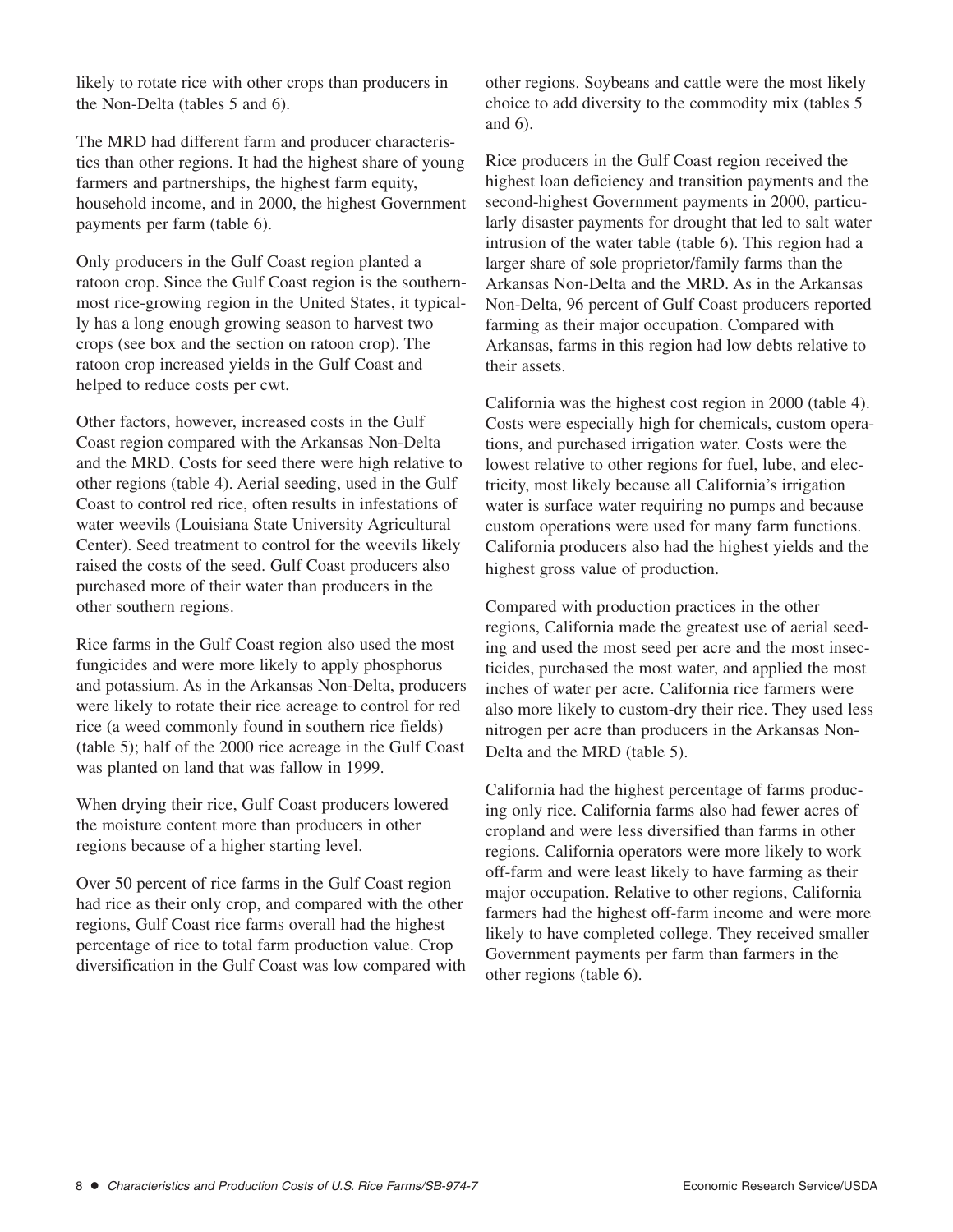likely to rotate rice with other crops than producers in the Non-Delta (tables 5 and 6).

The MRD had different farm and producer characteristics than other regions. It had the highest share of young farmers and partnerships, the highest farm equity, household income, and in 2000, the highest Government payments per farm (table 6).

Only producers in the Gulf Coast region planted a ratoon crop. Since the Gulf Coast region is the southernmost rice-growing region in the United States, it typically has a long enough growing season to harvest two crops (see box and the section on ratoon crop). The ratoon crop increased yields in the Gulf Coast and helped to reduce costs per cwt.

Other factors, however, increased costs in the Gulf Coast region compared with the Arkansas Non-Delta and the MRD. Costs for seed there were high relative to other regions (table 4). Aerial seeding, used in the Gulf Coast to control red rice, often results in infestations of water weevils (Louisiana State University Agricultural Center). Seed treatment to control for the weevils likely raised the costs of the seed. Gulf Coast producers also purchased more of their water than producers in the other southern regions.

Rice farms in the Gulf Coast region also used the most fungicides and were more likely to apply phosphorus and potassium. As in the Arkansas Non-Delta, producers were likely to rotate their rice acreage to control for red rice (a weed commonly found in southern rice fields) (table 5); half of the 2000 rice acreage in the Gulf Coast was planted on land that was fallow in 1999.

When drying their rice, Gulf Coast producers lowered the moisture content more than producers in other regions because of a higher starting level.

Over 50 percent of rice farms in the Gulf Coast region had rice as their only crop, and compared with the other regions, Gulf Coast rice farms overall had the highest percentage of rice to total farm production value. Crop diversification in the Gulf Coast was low compared with other regions. Soybeans and cattle were the most likely choice to add diversity to the commodity mix (tables 5 and 6).

Rice producers in the Gulf Coast region received the highest loan deficiency and transition payments and the second-highest Government payments in 2000, particularly disaster payments for drought that led to salt water intrusion of the water table (table 6). This region had a larger share of sole proprietor/family farms than the Arkansas Non-Delta and the MRD. As in the Arkansas Non-Delta, 96 percent of Gulf Coast producers reported farming as their major occupation. Compared with Arkansas, farms in this region had low debts relative to their assets.

California was the highest cost region in 2000 (table 4). Costs were especially high for chemicals, custom operations, and purchased irrigation water. Costs were the lowest relative to other regions for fuel, lube, and electricity, most likely because all California's irrigation water is surface water requiring no pumps and because custom operations were used for many farm functions. California producers also had the highest yields and the highest gross value of production.

Compared with production practices in the other regions, California made the greatest use of aerial seeding and used the most seed per acre and the most insecticides, purchased the most water, and applied the most inches of water per acre. California rice farmers were also more likely to custom-dry their rice. They used less nitrogen per acre than producers in the Arkansas Non-Delta and the MRD (table 5).

California had the highest percentage of farms producing only rice. California farms also had fewer acres of cropland and were less diversified than farms in other regions. California operators were more likely to work off-farm and were least likely to have farming as their major occupation. Relative to other regions, California farmers had the highest off-farm income and were more likely to have completed college. They received smaller Government payments per farm than farmers in the other regions (table 6).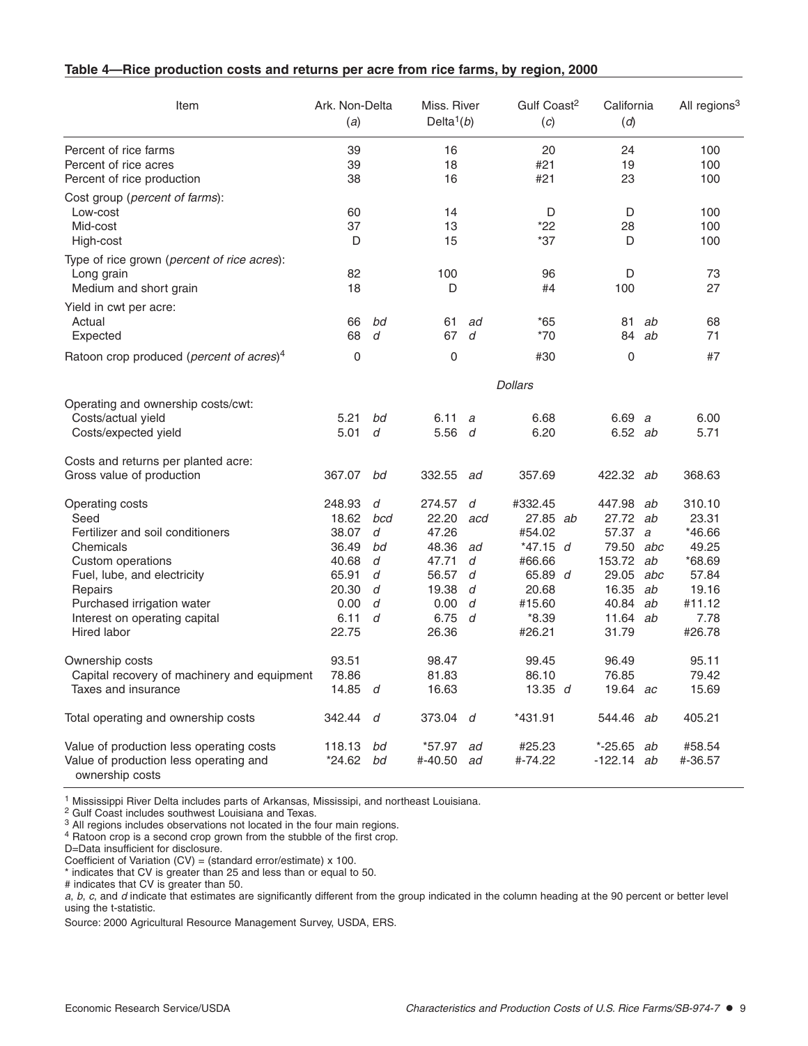**Table 4—Rice production costs and returns per acre from rice farms, by region, 2000**

| Item | Ark. Non-Delta (*a*) | | Miss. River Delta[1] (*b*) | | Gulf Coast[2] (*c*) | | California (*d*) | | All regions[3] |
|---|---|---|---|---|---|---|---|---|---|
| Percent of rice farms | 39 | | 16 | | 20 | | 24 | | 100 |
| Percent of rice acres | 39 | | 18 | | #21 | | 19 | | 100 |
| Percent of rice production | 38 | | 16 | | #21 | | 23 | | 100 |
| Cost group (*percent of farms*): | | | | | | | | | |
| Low-cost | 60 | | 14 | | D | | D | | 100 |
| Mid-cost | 37 | | 13 | | *22 | | 28 | | 100 |
| High-cost | D | | 15 | | *37 | | D | | 100 |
| Type of rice grown (*percent of rice acres*): | | | | | | | | | |
| Long grain | 82 | | 100 | | 96 | | D | | 73 |
| Medium and short grain | 18 | | D | | #4 | | 100 | | 27 |
| Yield in cwt per acre: | | | | | | | | | |
| Actual | 66 | *bd* | 61 | *ad* | *65 | | 81 | *ab* | 68 |
| Expected | 68 | *d* | 67 | *d* | *70 | | 84 | *ab* | 71 |
| Ratoon crop produced (*percent of acres*)[4] | 0 | | 0 | | #30 | | 0 | | #7 |
| | | | | | *Dollars* | | | | |
| Operating and ownership costs/cwt: | | | | | | | | | |
| Costs/actual yield | 5.21 | *bd* | 6.11 | *a* | 6.68 | | 6.69 | *a* | 6.00 |
| Costs/expected yield | 5.01 | *d* | 5.56 | *d* | 6.20 | | 6.52 | *ab* | 5.71 |
| Costs and returns per planted acre: | | | | | | | | | |
| Gross value of production | 367.07 | *bd* | 332.55 | *ad* | 357.69 | | 422.32 | *ab* | 368.63 |
| Operating costs | 248.93 | *d* | 274.57 | *d* | #332.45 | | 447.98 | *ab* | 310.10 |
| Seed | 18.62 | *bcd* | 22.20 | *acd* | 27.85 | *ab* | 27.72 | *ab* | 23.31 |
| Fertilizer and soil conditioners | 38.07 | *d* | 47.26 | | #54.02 | | 57.37 | *a* | *46.66 |
| Chemicals | 36.49 | *bd* | 48.36 | *ad* | *47.15 | *d* | 79.50 | *abc* | 49.25 |
| Custom operations | 40.68 | *d* | 47.71 | *d* | #66.66 | | 153.72 | *ab* | *68.69 |
| Fuel, lube, and electricity | 65.91 | *d* | 56.57 | *d* | 65.89 | *d* | 29.05 | *abc* | 57.84 |
| Repairs | 20.30 | *d* | 19.38 | *d* | 20.68 | | 16.35 | *ab* | 19.16 |
| Purchased irrigation water | 0.00 | *d* | 0.00 | *d* | #15.60 | | 40.84 | *ab* | #11.12 |
| Interest on operating capital | 6.11 | *d* | 6.75 | *d* | *8.39 | | 11.64 | *ab* | 7.78 |
| Hired labor | 22.75 | | 26.36 | | #26.21 | | 31.79 | | #26.78 |
| Ownership costs | 93.51 | | 98.47 | | 99.45 | | 96.49 | | 95.11 |
| Capital recovery of machinery and equipment | 78.86 | | 81.83 | | 86.10 | | 76.85 | | 79.42 |
| Taxes and insurance | 14.85 | *d* | 16.63 | | 13.35 | *d* | 19.64 | *ac* | 15.69 |
| Total operating and ownership costs | 342.44 | *d* | 373.04 | *d* | *431.91 | | 544.46 | *ab* | 405.21 |
| Value of production less operating costs | 118.13 | *bd* | *57.97 | *ad* | #25.23 | | *-25.65 | *ab* | #58.54 |
| Value of production less operating and ownership costs | *24.62 | *bd* | #-40.50 | *ad* | #-74.22 | | -122.14 | *ab* | #-36.57 |

[1] Mississippi River Delta includes parts of Arkansas, Mississipi, and northeast Louisiana.
[2] Gulf Coast includes southwest Louisiana and Texas.
[3] All regions includes observations not located in the four main regions.
[4] Ratoon crop is a second crop grown from the stubble of the first crop.
D=Data insufficient for disclosure.
Coefficient of Variation (CV) = (standard error/estimate) x 100.
* indicates that CV is greater than 25 and less than or equal to 50.
# indicates that CV is greater than 50.
*a*, *b*, *c*, and *d* indicate that estimates are significantly different from the group indicated in the column heading at the 90 percent or better level using the t-statistic.
Source: 2000 Agricultural Resource Management Survey, USDA, ERS.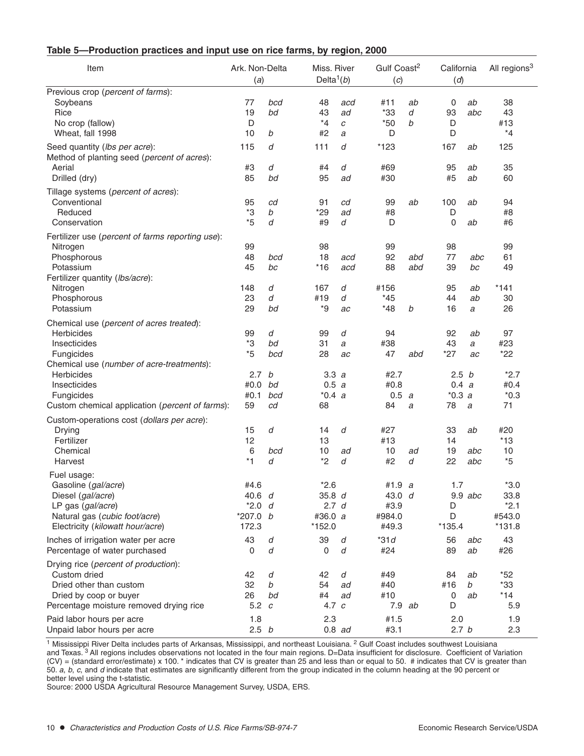### Table 5—Production practices and input use on rice farms, by region, 2000

| Item | Ark. Non-Delta (*a*) | | Miss. River Delta[1](*b*) | | Gulf Coast[2] (*c*) | | California (*d*) | | All regions[3] |
|---|---|---|---|---|---|---|---|---|---|
| Previous crop (*percent of farms*): | | | | | | | | | |
| Soybeans | 77 | *bcd* | 48 | *acd* | #11 | *ab* | 0 | *ab* | 38 |
| Rice | 19 | *bd* | 43 | *ad* | *33 | *d* | 93 | *abc* | 43 |
| No crop (fallow) | D | | *4 | *c* | *50 | *b* | D | | #13 |
| Wheat, fall 1998 | 10 | *b* | #2 | *a* | D | | D | | *4 |
| Seed quantity (*lbs per acre*): | 115 | *d* | 111 | *d* | *123 | | 167 | *ab* | 125 |
| Method of planting seed (*percent of acres*): | | | | | | | | | |
| Aerial | #3 | *d* | #4 | *d* | #69 | | 95 | *ab* | 35 |
| Drilled (dry) | 85 | *bd* | 95 | *ad* | #30 | | #5 | *ab* | 60 |
| Tillage systems (*percent of acres*): | | | | | | | | | |
| Conventional | 95 | *cd* | 91 | *cd* | 99 | *ab* | 100 | *ab* | 94 |
| Reduced | *3 | *b* | *29 | *ad* | #8 | | D | | #8 |
| Conservation | *5 | *d* | #9 | *d* | D | | 0 | *ab* | #6 |
| Fertilizer use (*percent of farms reporting use*): | | | | | | | | | |
| Nitrogen | 99 | | 98 | | 99 | | 98 | | 99 |
| Phosphorous | 48 | *bcd* | 18 | *acd* | 92 | *abd* | 77 | *abc* | 61 |
| Potassium | 45 | *bc* | *16 | *acd* | 88 | *abd* | 39 | *bc* | 49 |
| Fertilizer quantity (*lbs/acre*): | | | | | | | | | |
| Nitrogen | 148 | *d* | 167 | *d* | #156 | | 95 | *ab* | *141 |
| Phosphorous | 23 | *d* | #19 | *d* | *45 | | 44 | *ab* | 30 |
| Potassium | 29 | *bd* | *9 | *ac* | *48 | *b* | 16 | *a* | 26 |
| Chemical use (*percent of acres treated*): | | | | | | | | | |
| Herbicides | 99 | *d* | 99 | *d* | 94 | | 92 | *ab* | 97 |
| Insecticides | *3 | *bd* | 31 | *a* | #38 | | 43 | *a* | #23 |
| Fungicides | *5 | *bcd* | 28 | *ac* | 47 | *abd* | *27 | *ac* | *22 |
| Chemical use (*number of acre-treatments*): | | | | | | | | | |
| Herbicides | 2.7 | *b* | 3.3 | *a* | #2.7 | | 2.5 | *b* | *2.7 |
| Insecticides | #0.0 | *bd* | 0.5 | *a* | #0.8 | | 0.4 | *a* | #0.4 |
| Fungicides | #0.1 | *bcd* | *0.4 | *a* | 0.5 | *a* | *0.3 | *a* | *0.3 |
| Custom chemical application (*percent of farms*): | 59 | *cd* | 68 | | 84 | *a* | 78 | *a* | 71 |
| Custom-operations cost (*dollars per acre*): | | | | | | | | | |
| Drying | 15 | *d* | 14 | *d* | #27 | | 33 | *ab* | #20 |
| Fertilizer | 12 | | 13 | | #13 | | 14 | | *13 |
| Chemical | 6 | *bcd* | 10 | *ad* | 10 | *ad* | 19 | *abc* | 10 |
| Harvest | *1 | *d* | *2 | *d* | #2 | *d* | 22 | *abc* | *5 |
| Fuel usage: | | | | | | | | | |
| Gasoline (*gal/acre*) | #4.6 | | *2.6 | | #1.9 | *a* | 1.7 | | *3.0 |
| Diesel (*gal/acre*) | 40.6 | *d* | 35.8 | *d* | 43.0 | *d* | 9.9 | *abc* | 33.8 |
| LP gas (*gal/acre*) | *2.0 | *d* | 2.7 | *d* | #3.9 | | D | | *2.1 |
| Natural gas (*cubic foot/acre*) | *207.0 | *b* | #36.0 | *a* | #984.0 | | D | | #543.0 |
| Electricity (*kilowatt hour/acre*) | 172.3 | | *152.0 | | #49.3 | | *135.4 | | *131.8 |
| Inches of irrigation water per acre | 43 | *d* | 39 | *d* | *31 | *d* | 56 | *abc* | 43 |
| Percentage of water purchased | 0 | *d* | 0 | *d* | #24 | | 89 | *ab* | #26 |
| Drying rice (*percent of production*): | | | | | | | | | |
| Custom dried | 42 | *d* | 42 | *d* | #49 | | 84 | *ab* | *52 |
| Dried other than custom | 32 | *b* | 54 | *ad* | #40 | | #16 | *b* | *33 |
| Dried by coop or buyer | 26 | *bd* | #4 | *ad* | #10 | | 0 | *ab* | *14 |
| Percentage moisture removed drying rice | 5.2 | *c* | 4.7 | *c* | 7.9 | *ab* | D | | 5.9 |
| Paid labor hours per acre | 1.8 | | 2.3 | | #1.5 | | 2.0 | | 1.9 |
| Unpaid labor hours per acre | 2.5 | *b* | 0.8 | *ad* | #3.1 | | 2.7 | *b* | 2.3 |

[1] Mississippi River Delta includes parts of Arkansas, Mississippi, and northeast Louisiana. [2] Gulf Coast includes southwest Louisiana and Texas. [3] All regions includes observations not located in the four main regions. D=Data insufficient for disclosure. Coefficient of Variation (CV) = (standard error/estimate) x 100. * indicates that CV is greater than 25 and less than or equal to 50. # indicates that CV is greater than 50. *a*, *b*, *c*, and *d* indicate that estimates are significantly different from the group indicated in the column heading at the 90 percent or better level using the t-statistic.

Source: 2000 USDA Agricultural Resource Management Survey, USDA, ERS.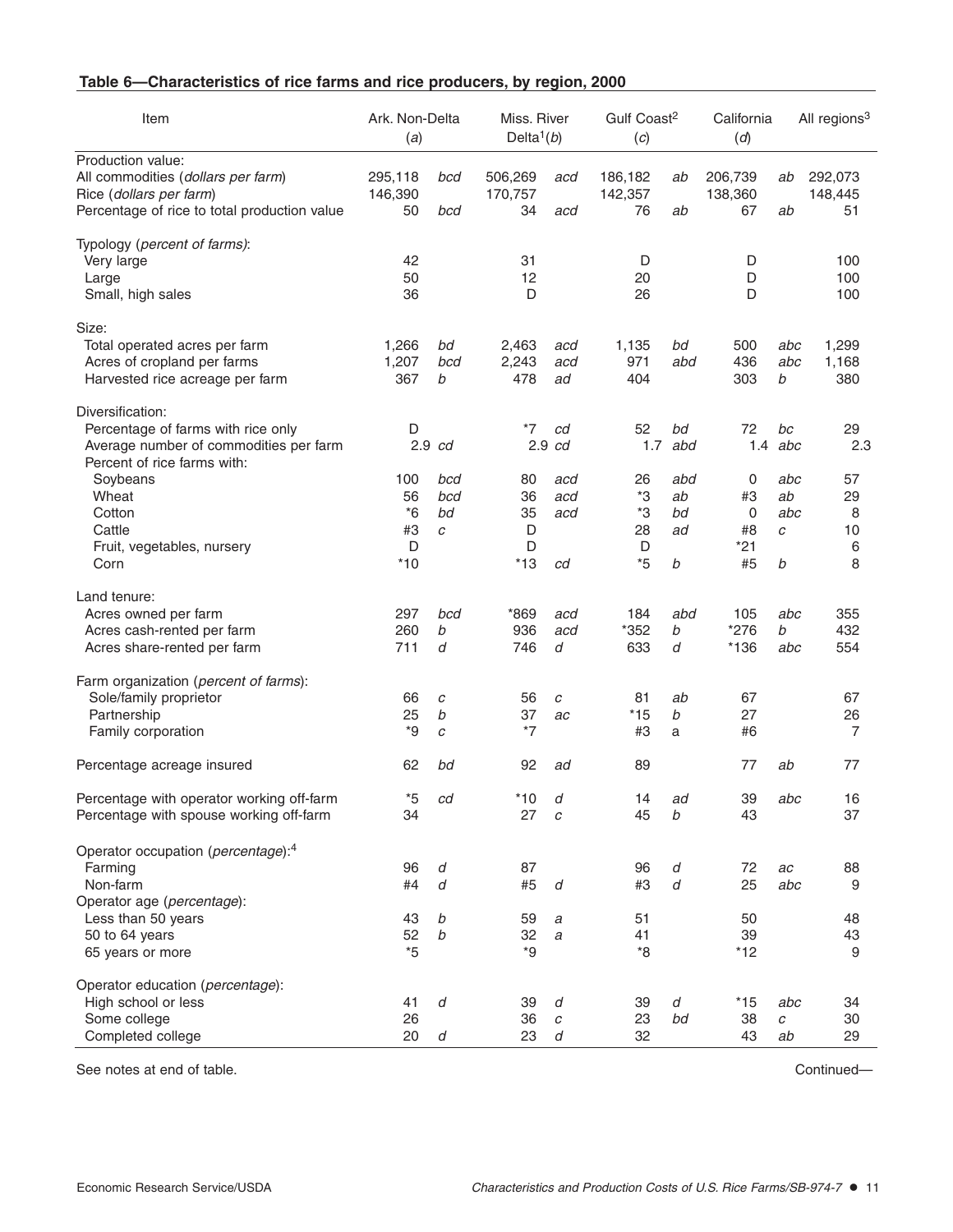**Table 6—Characteristics of rice farms and rice producers, by region, 2000**

| Item | Ark. Non-Delta (*a*) | | Miss. River Delta[1] (*b*) | | Gulf Coast[2] (*c*) | | California (*d*) | | All regions[3] |
|---|---|---|---|---|---|---|---|---|---|
| Production value: | | | | | | | | | |
| All commodities (*dollars per farm*) | 295,118 | *bcd* | 506,269 | *acd* | 186,182 | *ab* | 206,739 | *ab* | 292,073 |
| Rice (*dollars per farm*) | 146,390 | | 170,757 | | 142,357 | | 138,360 | | 148,445 |
| Percentage of rice to total production value | 50 | *bcd* | 34 | *acd* | 76 | *ab* | 67 | *ab* | 51 |
| Typology (*percent of farms*): | | | | | | | | | |
| Very large | 42 | | 31 | | D | | D | | 100 |
| Large | 50 | | 12 | | 20 | | D | | 100 |
| Small, high sales | 36 | | D | | 26 | | D | | 100 |
| Size: | | | | | | | | | |
| Total operated acres per farm | 1,266 | *bd* | 2,463 | *acd* | 1,135 | *bd* | 500 | *abc* | 1,299 |
| Acres of cropland per farms | 1,207 | *bcd* | 2,243 | *acd* | 971 | *abd* | 436 | *abc* | 1,168 |
| Harvested rice acreage per farm | 367 | *b* | 478 | *ad* | 404 | | 303 | *b* | 380 |
| Diversification: | | | | | | | | | |
| Percentage of farms with rice only | D | | *7 | *cd* | 52 | *bd* | 72 | *bc* | 29 |
| Average number of commodities per farm | 2.9 | *cd* | 2.9 | *cd* | 1.7 | *abd* | 1.4 | *abc* | 2.3 |
| Percent of rice farms with: | | | | | | | | | |
| Soybeans | 100 | *bcd* | 80 | *acd* | 26 | *abd* | 0 | *abc* | 57 |
| Wheat | 56 | *bcd* | 36 | *acd* | *3 | *ab* | #3 | *ab* | 29 |
| Cotton | *6 | *bd* | 35 | *acd* | *3 | *bd* | 0 | *abc* | 8 |
| Cattle | #3 | *c* | D | | 28 | *ad* | #8 | *c* | 10 |
| Fruit, vegetables, nursery | D | | D | | D | | *21 | | 6 |
| Corn | *10 | | *13 | *cd* | *5 | *b* | #5 | *b* | 8 |
| Land tenure: | | | | | | | | | |
| Acres owned per farm | 297 | *bcd* | *869 | *acd* | 184 | *abd* | 105 | *abc* | 355 |
| Acres cash-rented per farm | 260 | *b* | 936 | *acd* | *352 | *b* | *276 | *b* | 432 |
| Acres share-rented per farm | 711 | *d* | 746 | *d* | 633 | *d* | *136 | *abc* | 554 |
| Farm organization (*percent of farms*): | | | | | | | | | |
| Sole/family proprietor | 66 | *c* | 56 | *c* | 81 | *ab* | 67 | | 67 |
| Partnership | 25 | *b* | 37 | *ac* | *15 | *b* | 27 | | 26 |
| Family corporation | *9 | *c* | *7 | | #3 | a | #6 | | 7 |
| Percentage acreage insured | 62 | *bd* | 92 | *ad* | 89 | | 77 | *ab* | 77 |
| Percentage with operator working off-farm | *5 | *cd* | *10 | *d* | 14 | *ad* | 39 | *abc* | 16 |
| Percentage with spouse working off-farm | 34 | | 27 | *c* | 45 | *b* | 43 | | 37 |
| Operator occupation (*percentage*):[4] | | | | | | | | | |
| Farming | 96 | *d* | 87 | | 96 | *d* | 72 | *ac* | 88 |
| Non-farm | #4 | *d* | #5 | *d* | #3 | *d* | 25 | *abc* | 9 |
| Operator age (*percentage*): | | | | | | | | | |
| Less than 50 years | 43 | *b* | 59 | *a* | 51 | | 50 | | 48 |
| 50 to 64 years | 52 | *b* | 32 | *a* | 41 | | 39 | | 43 |
| 65 years or more | *5 | | *9 | | *8 | | *12 | | 9 |
| Operator education (*percentage*): | | | | | | | | | |
| High school or less | 41 | *d* | 39 | *d* | 39 | *d* | *15 | *abc* | 34 |
| Some college | 26 | | 36 | *c* | 23 | *bd* | 38 | *c* | 30 |
| Completed college | 20 | *d* | 23 | *d* | 32 | | 43 | *ab* | 29 |

See notes at end of table. Continued—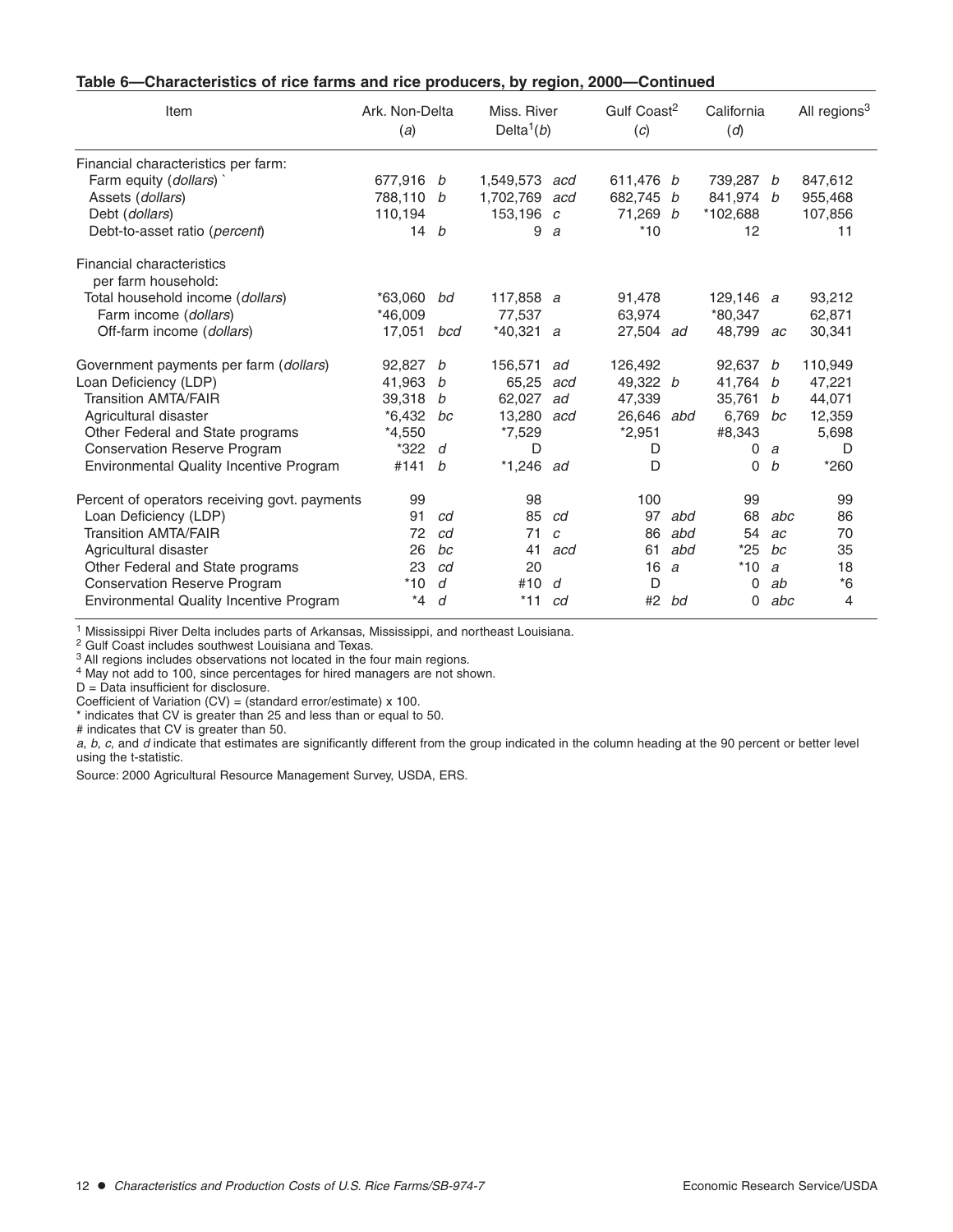### Table 6—Characteristics of rice farms and rice producers, by region, 2000—Continued

| Item | Ark. Non-Delta (*a*) | | Miss. River Delta[1](*b*) | | Gulf Coast[2] (*c*) | | California (*d*) | | All regions[3] |
|---|---|---|---|---|---|---|---|---|---|
| Financial characteristics per farm: | | | | | | | | | |
| Farm equity (*dollars*) ` | 677,916 | *b* | 1,549,573 | *acd* | 611,476 | *b* | 739,287 | *b* | 847,612 |
| Assets (*dollars*) | 788,110 | *b* | 1,702,769 | *acd* | 682,745 | *b* | 841,974 | *b* | 955,468 |
| Debt (*dollars*) | 110,194 | | 153,196 | *c* | 71,269 | *b* | *102,688 | | 107,856 |
| Debt-to-asset ratio (*percent*) | 14 | *b* | 9 | *a* | *10 | | 12 | | 11 |
| Financial characteristics per farm household: | | | | | | | | | |
| Total household income (*dollars*) | *63,060 | *bd* | 117,858 | *a* | 91,478 | | 129,146 | *a* | 93,212 |
| Farm income (*dollars*) | *46,009 | | 77,537 | | 63,974 | | *80,347 | | 62,871 |
| Off-farm income (*dollars*) | 17,051 | *bcd* | *40,321 | *a* | 27,504 | *ad* | 48,799 | *ac* | 30,341 |
| Government payments per farm (*dollars*) | 92,827 | *b* | 156,571 | *ad* | 126,492 | | 92,637 | *b* | 110,949 |
| Loan Deficiency (LDP) | 41,963 | *b* | 65,25 | *acd* | 49,322 | *b* | 41,764 | *b* | 47,221 |
| Transition AMTA/FAIR | 39,318 | *b* | 62,027 | *ad* | 47,339 | | 35,761 | *b* | 44,071 |
| Agricultural disaster | *6,432 | *bc* | 13,280 | *acd* | 26,646 | *abd* | 6,769 | *bc* | 12,359 |
| Other Federal and State programs | *4,550 | | *7,529 | | *2,951 | | #8,343 | | 5,698 |
| Conservation Reserve Program | *322 | *d* | D | | D | | 0 | *a* | D |
| Environmental Quality Incentive Program | #141 | *b* | *1,246 | *ad* | D | | 0 | *b* | *260 |
| Percent of operators receiving govt. payments | 99 | | 98 | | 100 | | 99 | | 99 |
| Loan Deficiency (LDP) | 91 | *cd* | 85 | *cd* | 97 | *abd* | 68 | *abc* | 86 |
| Transition AMTA/FAIR | 72 | *cd* | 71 | *c* | 86 | *abd* | 54 | *ac* | 70 |
| Agricultural disaster | 26 | *bc* | 41 | *acd* | 61 | *abd* | *25 | *bc* | 35 |
| Other Federal and State programs | 23 | *cd* | 20 | | 16 | *a* | *10 | *a* | 18 |
| Conservation Reserve Program | *10 | *d* | #10 | *d* | D | | 0 | *ab* | *6 |
| Environmental Quality Incentive Program | *4 | *d* | *11 | *cd* | #2 | *bd* | 0 | *abc* | 4 |

[1] Mississippi River Delta includes parts of Arkansas, Mississippi, and northeast Louisiana.
[2] Gulf Coast includes southwest Louisiana and Texas.
[3] All regions includes observations not located in the four main regions.
[4] May not add to 100, since percentages for hired managers are not shown.
D = Data insufficient for disclosure.
Coefficient of Variation (CV) = (standard error/estimate) x 100.
* indicates that CV is greater than 25 and less than or equal to 50.
# indicates that CV is greater than 50.
*a*, *b*, *c*, and *d* indicate that estimates are significantly different from the group indicated in the column heading at the 90 percent or better level using the t-statistic.

Source: 2000 Agricultural Resource Management Survey, USDA, ERS.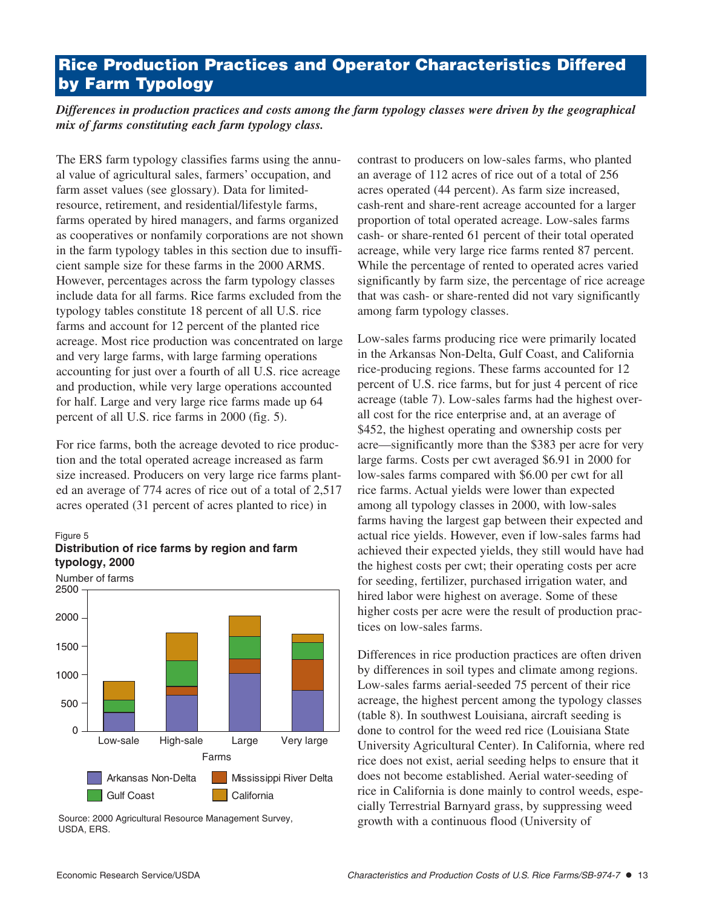## Rice Production Practices and Operator Characteristics Differed by Farm Typology

***Differences in production practices and costs among the farm typology classes were driven by the geographical mix of farms constituting each farm typology class.***

The ERS farm typology classifies farms using the annual value of agricultural sales, farmers' occupation, and farm asset values (see glossary). Data for limited-resource, retirement, and residential/lifestyle farms, farms operated by hired managers, and farms organized as cooperatives or nonfamily corporations are not shown in the farm typology tables in this section due to insufficient sample size for these farms in the 2000 ARMS. However, percentages across the farm typology classes include data for all farms. Rice farms excluded from the typology tables constitute 18 percent of all U.S. rice farms and account for 12 percent of the planted rice acreage. Most rice production was concentrated on large and very large farms, with large farming operations accounting for just over a fourth of all U.S. rice acreage and production, while very large operations accounted for half. Large and very large rice farms made up 64 percent of all U.S. rice farms in 2000 (fig. 5).

For rice farms, both the acreage devoted to rice production and the total operated acreage increased as farm size increased. Producers on very large rice farms planted an average of 774 acres of rice out of a total of 2,517 acres operated (31 percent of acres planted to rice) in contrast to producers on low-sales farms, who planted an average of 112 acres of rice out of a total of 256 acres operated (44 percent). As farm size increased, cash-rent and share-rent acreage accounted for a larger proportion of total operated acreage. Low-sales farms cash- or share-rented 61 percent of their total operated acreage, while very large rice farms rented 87 percent. While the percentage of rented to operated acres varied significantly by farm size, the percentage of rice acreage that was cash- or share-rented did not vary significantly among farm typology classes.

Figure 5

**Distribution of rice farms by region and farm typology, 2000**

Source: 2000 Agricultural Resource Management Survey, USDA, ERS.

Low-sales farms producing rice were primarily located in the Arkansas Non-Delta, Gulf Coast, and California rice-producing regions. These farms accounted for 12 percent of U.S. rice farms, but for just 4 percent of rice acreage (table 7). Low-sales farms had the highest overall cost for the rice enterprise and, at an average of $452, the highest operating and ownership costs per acre—significantly more than the $383 per acre for very large farms. Costs per cwt averaged $6.91 in 2000 for low-sales farms compared with $6.00 per cwt for all rice farms. Actual yields were lower than expected among all typology classes in 2000, with low-sales farms having the largest gap between their expected and actual rice yields. However, even if low-sales farms had achieved their expected yields, they still would have had the highest costs per cwt; their operating costs per acre for seeding, fertilizer, purchased irrigation water, and hired labor were highest on average. Some of these higher costs per acre were the result of production practices on low-sales farms.

Differences in rice production practices are often driven by differences in soil types and climate among regions. Low-sales farms aerial-seeded 75 percent of their rice acreage, the highest percent among the typology classes (table 8). In southwest Louisiana, aircraft seeding is done to control for the weed red rice (Louisiana State University Agricultural Center). In California, where red rice does not exist, aerial seeding helps to ensure that it does not become established. Aerial water-seeding of rice in California is done mainly to control weeds, especially Terrestrial Barnyard grass, by suppressing weed growth with a continuous flood (University of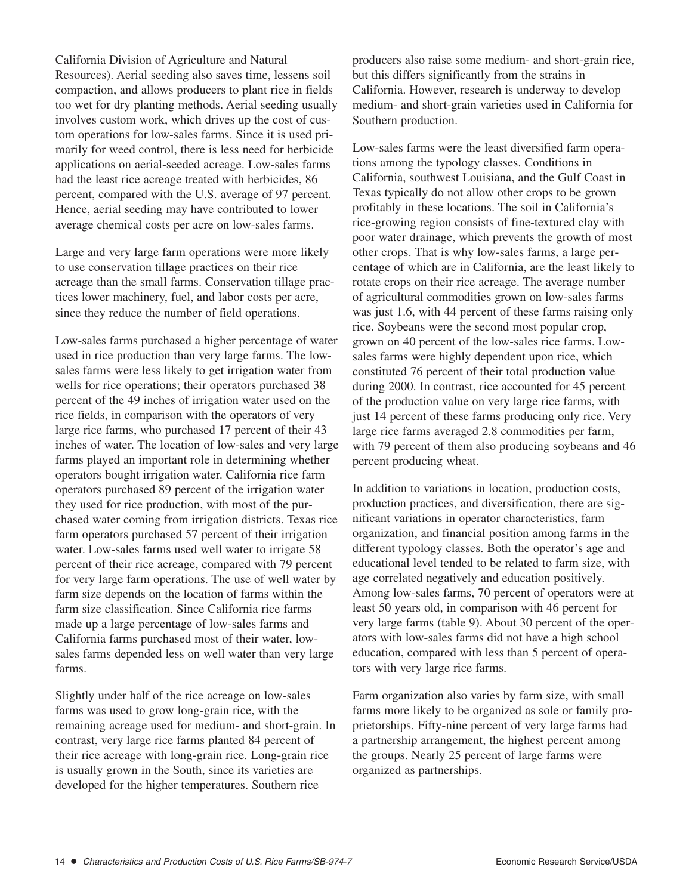California Division of Agriculture and Natural Resources). Aerial seeding also saves time, lessens soil compaction, and allows producers to plant rice in fields too wet for dry planting methods. Aerial seeding usually involves custom work, which drives up the cost of custom operations for low-sales farms. Since it is used primarily for weed control, there is less need for herbicide applications on aerial-seeded acreage. Low-sales farms had the least rice acreage treated with herbicides, 86 percent, compared with the U.S. average of 97 percent. Hence, aerial seeding may have contributed to lower average chemical costs per acre on low-sales farms.

Large and very large farm operations were more likely to use conservation tillage practices on their rice acreage than the small farms. Conservation tillage practices lower machinery, fuel, and labor costs per acre, since they reduce the number of field operations.

Low-sales farms purchased a higher percentage of water used in rice production than very large farms. The low-sales farms were less likely to get irrigation water from wells for rice operations; their operators purchased 38 percent of the 49 inches of irrigation water used on the rice fields, in comparison with the operators of very large rice farms, who purchased 17 percent of their 43 inches of water. The location of low-sales and very large farms played an important role in determining whether operators bought irrigation water. California rice farm operators purchased 89 percent of the irrigation water they used for rice production, with most of the purchased water coming from irrigation districts. Texas rice farm operators purchased 57 percent of their irrigation water. Low-sales farms used well water to irrigate 58 percent of their rice acreage, compared with 79 percent for very large farm operations. The use of well water by farm size depends on the location of farms within the farm size classification. Since California rice farms made up a large percentage of low-sales farms and California farms purchased most of their water, low-sales farms depended less on well water than very large farms.

Slightly under half of the rice acreage on low-sales farms was used to grow long-grain rice, with the remaining acreage used for medium- and short-grain. In contrast, very large rice farms planted 84 percent of their rice acreage with long-grain rice. Long-grain rice is usually grown in the South, since its varieties are developed for the higher temperatures. Southern rice producers also raise some medium- and short-grain rice, but this differs significantly from the strains in California. However, research is underway to develop medium- and short-grain varieties used in California for Southern production.

Low-sales farms were the least diversified farm operations among the typology classes. Conditions in California, southwest Louisiana, and the Gulf Coast in Texas typically do not allow other crops to be grown profitably in these locations. The soil in California's rice-growing region consists of fine-textured clay with poor water drainage, which prevents the growth of most other crops. That is why low-sales farms, a large percentage of which are in California, are the least likely to rotate crops on their rice acreage. The average number of agricultural commodities grown on low-sales farms was just 1.6, with 44 percent of these farms raising only rice. Soybeans were the second most popular crop, grown on 40 percent of the low-sales rice farms. Low-sales farms were highly dependent upon rice, which constituted 76 percent of their total production value during 2000. In contrast, rice accounted for 45 percent of the production value on very large rice farms, with just 14 percent of these farms producing only rice. Very large rice farms averaged 2.8 commodities per farm, with 79 percent of them also producing soybeans and 46 percent producing wheat.

In addition to variations in location, production costs, production practices, and diversification, there are significant variations in operator characteristics, farm organization, and financial position among farms in the different typology classes. Both the operator's age and educational level tended to be related to farm size, with age correlated negatively and education positively. Among low-sales farms, 70 percent of operators were at least 50 years old, in comparison with 46 percent for very large farms (table 9). About 30 percent of the operators with low-sales farms did not have a high school education, compared with less than 5 percent of operators with very large rice farms.

Farm organization also varies by farm size, with small farms more likely to be organized as sole or family proprietorships. Fifty-nine percent of very large farms had a partnership arrangement, the highest percent among the groups. Nearly 25 percent of large farms were organized as partnerships.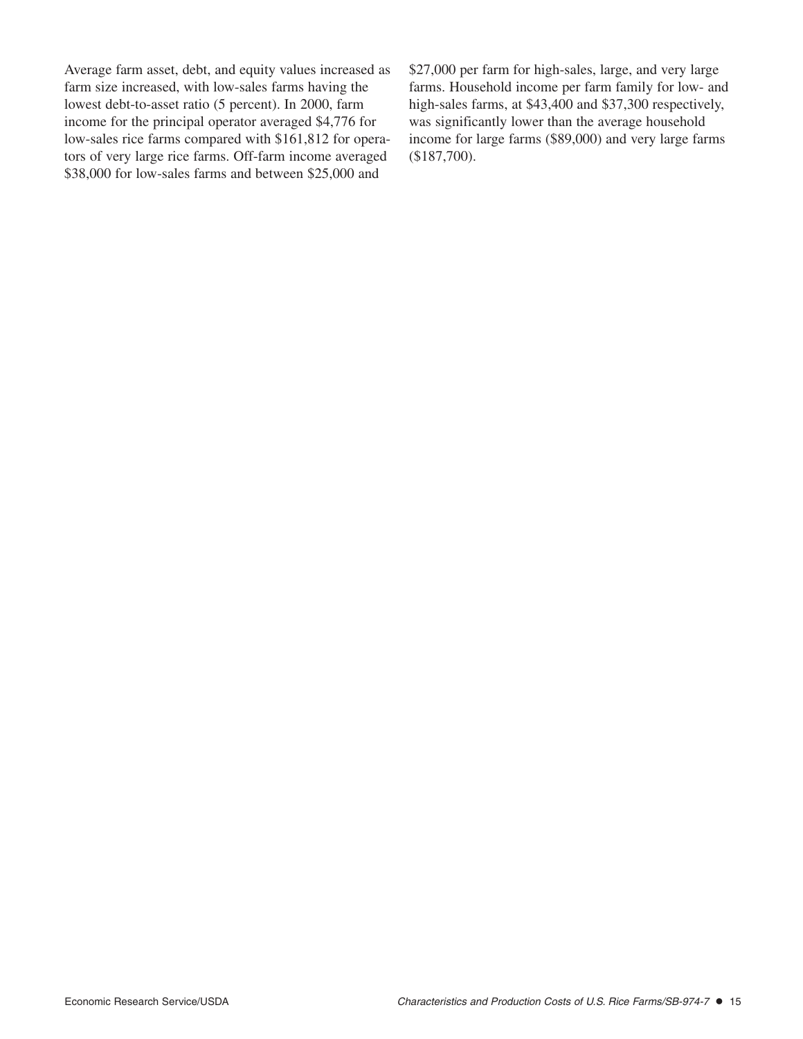Average farm asset, debt, and equity values increased as farm size increased, with low-sales farms having the lowest debt-to-asset ratio (5 percent). In 2000, farm income for the principal operator averaged $4,776 for low-sales rice farms compared with $161,812 for operators of very large rice farms. Off-farm income averaged $38,000 for low-sales farms and between $25,000 and $27,000 per farm for high-sales, large, and very large farms. Household income per farm family for low- and high-sales farms, at $43,400 and $37,300 respectively, was significantly lower than the average household income for large farms ($89,000) and very large farms ($187,700).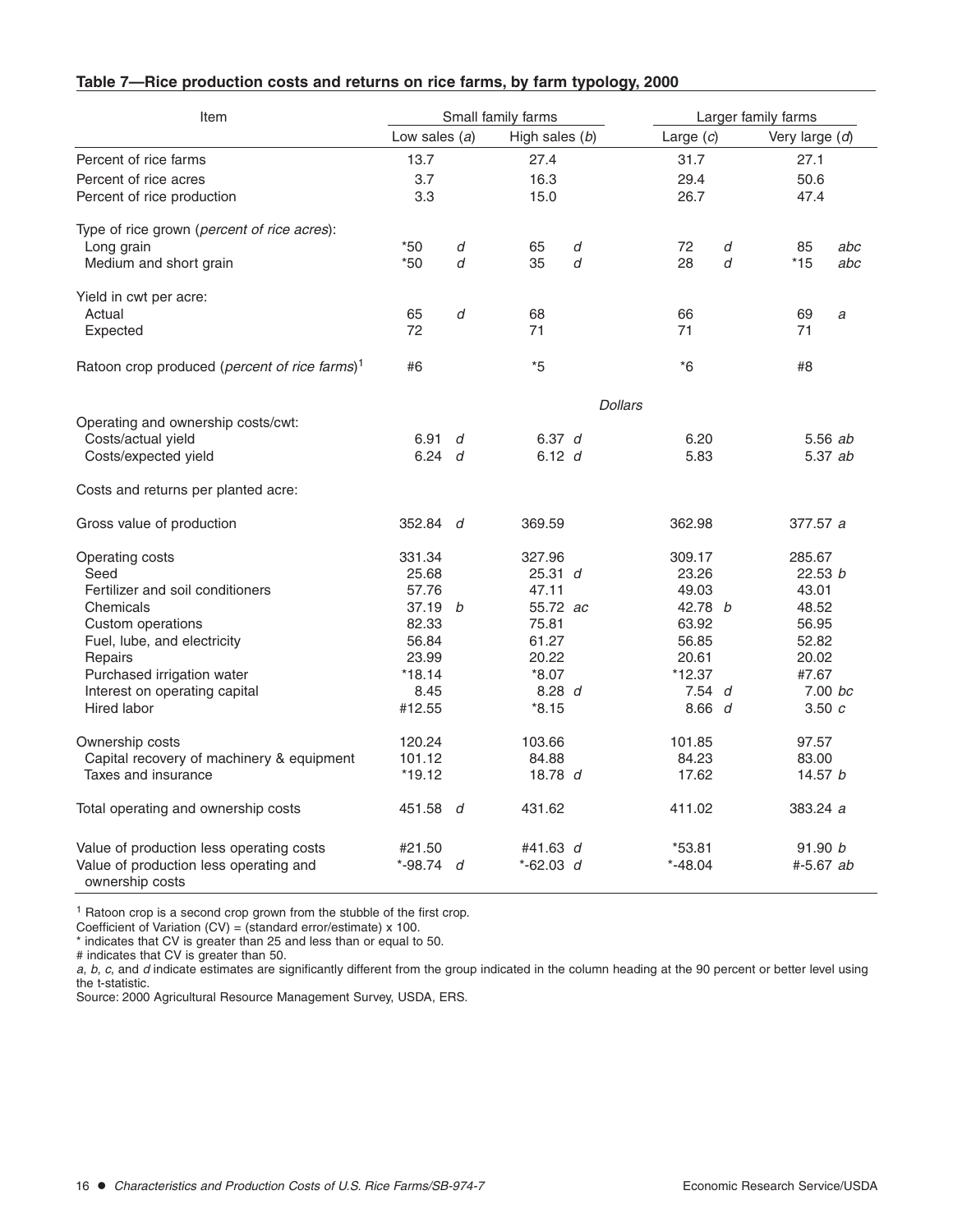## Table 7—Rice production costs and returns on rice farms, by farm typology, 2000

| Item | Small family farms | | Larger family farms | |
|---|---|---|---|---|
| | Low sales (*a*) | High sales (*b*) | Large (*c*) | Very large (*d*) |
| Percent of rice farms | 13.7 | 27.4 | 31.7 | 27.1 |
| Percent of rice acres | 3.7 | 16.3 | 29.4 | 50.6 |
| Percent of rice production | 3.3 | 15.0 | 26.7 | 47.4 |
| Type of rice grown (*percent of rice acres*): | | | | |
| Long grain | *50 *d* | 65 *d* | 72 *d* | 85 *abc* |
| Medium and short grain | *50 *d* | 35 *d* | 28 *d* | *15 *abc* |
| Yield in cwt per acre: | | | | |
| Actual | 65 *d* | 68 | 66 | 69 *a* |
| Expected | 72 | 71 | 71 | 71 |
| Ratoon crop produced (*percent of rice farms*)[1] | #6 | *5 | *6 | #8 |
| | | | *Dollars* | |
| Operating and ownership costs/cwt: | | | | |
| Costs/actual yield | 6.91 *d* | 6.37 *d* | 6.20 | 5.56 *ab* |
| Costs/expected yield | 6.24 *d* | 6.12 *d* | 5.83 | 5.37 *ab* |
| Costs and returns per planted acre: | | | | |
| Gross value of production | 352.84 *d* | 369.59 | 362.98 | 377.57 *a* |
| Operating costs | 331.34 | 327.96 | 309.17 | 285.67 |
| Seed | 25.68 | 25.31 *d* | 23.26 | 22.53 *b* |
| Fertilizer and soil conditioners | 57.76 | 47.11 | 49.03 | 43.01 |
| Chemicals | 37.19 *b* | 55.72 *ac* | 42.78 *b* | 48.52 |
| Custom operations | 82.33 | 75.81 | 63.92 | 56.95 |
| Fuel, lube, and electricity | 56.84 | 61.27 | 56.85 | 52.82 |
| Repairs | 23.99 | 20.22 | 20.61 | 20.02 |
| Purchased irrigation water | *18.14 | *8.07 | *12.37 | #7.67 |
| Interest on operating capital | 8.45 | 8.28 *d* | 7.54 *d* | 7.00 *bc* |
| Hired labor | #12.55 | *8.15 | 8.66 *d* | 3.50 *c* |
| Ownership costs | 120.24 | 103.66 | 101.85 | 97.57 |
| Capital recovery of machinery & equipment | 101.12 | 84.88 | 84.23 | 83.00 |
| Taxes and insurance | *19.12 | 18.78 *d* | 17.62 | 14.57 *b* |
| Total operating and ownership costs | 451.58 *d* | 431.62 | 411.02 | 383.24 *a* |
| Value of production less operating costs | #21.50 | #41.63 *d* | *53.81 | 91.90 *b* |
| Value of production less operating and ownership costs | *-98.74 *d* | *-62.03 *d* | *-48.04 | #-5.67 *ab* |

[1] Ratoon crop is a second crop grown from the stubble of the first crop.

Coefficient of Variation (CV) = (standard error/estimate) x 100.

* indicates that CV is greater than 25 and less than or equal to 50.

# indicates that CV is greater than 50.

*a*, *b*, *c*, and *d* indicate estimates are significantly different from the group indicated in the column heading at the 90 percent or better level using the t-statistic.

Source: 2000 Agricultural Resource Management Survey, USDA, ERS.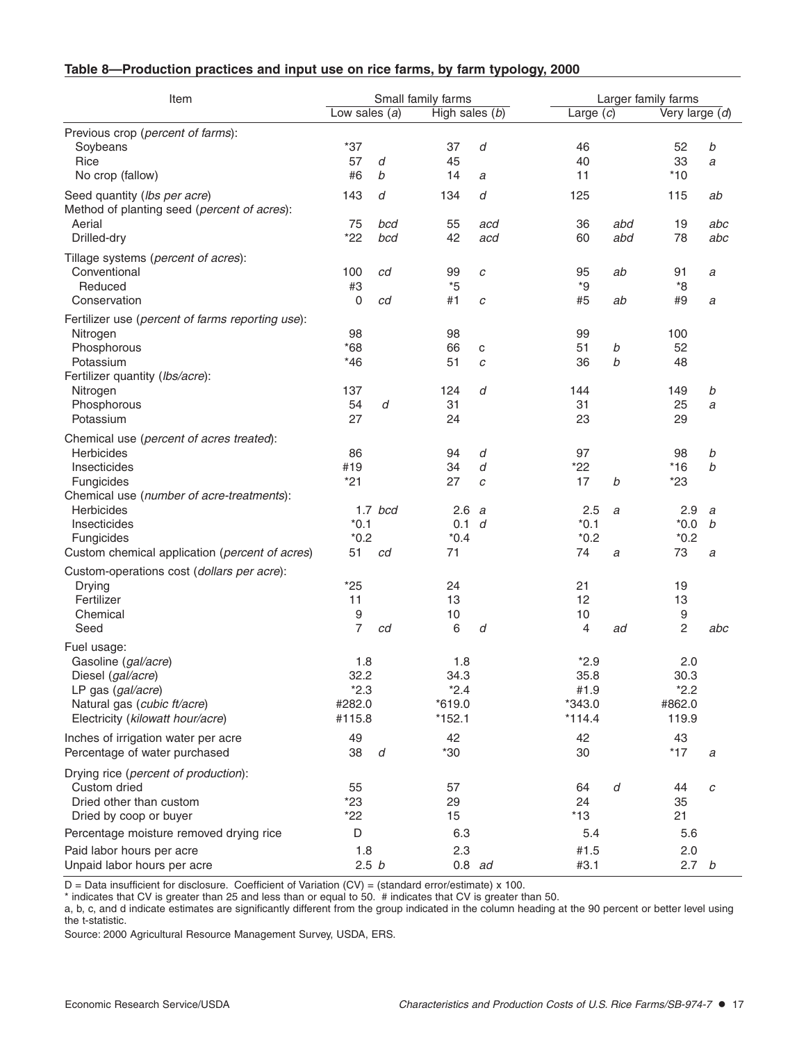### Table 8—Production practices and input use on rice farms, by farm typology, 2000

| Item | Small family farms | | | | Larger family farms | | | |
|---|---|---|---|---|---|---|---|---|
| | Low sales (*a*) | | High sales (*b*) | | Large (*c*) | | Very large (*d*) | |
| Previous crop (*percent of farms*): | | | | | | | | |
| Soybeans | *37 | | 37 | *d* | 46 | | 52 | *b* |
| Rice | 57 | *d* | 45 | | 40 | | 33 | *a* |
| No crop (fallow) | #6 | *b* | 14 | *a* | 11 | | *10 | |
| Seed quantity (*lbs per acre*) | 143 | *d* | 134 | *d* | 125 | | 115 | *ab* |
| Method of planting seed (*percent of acres*): | | | | | | | | |
| Aerial | 75 | *bcd* | 55 | *acd* | 36 | *abd* | 19 | *abc* |
| Drilled-dry | *22 | *bcd* | 42 | *acd* | 60 | *abd* | 78 | *abc* |
| Tillage systems (*percent of acres*): | | | | | | | | |
| Conventional | 100 | *cd* | 99 | *c* | 95 | *ab* | 91 | *a* |
| Reduced | #3 | | *5 | | *9 | | *8 | |
| Conservation | 0 | *cd* | #1 | *c* | #5 | *ab* | #9 | *a* |
| Fertilizer use (*percent of farms reporting use*): | | | | | | | | |
| Nitrogen | 98 | | 98 | | 99 | | 100 | |
| Phosphorous | *68 | | 66 | c | 51 | *b* | 52 | |
| Potassium | *46 | | 51 | *c* | 36 | *b* | 48 | |
| Fertilizer quantity (*lbs/acre*): | | | | | | | | |
| Nitrogen | 137 | | 124 | *d* | 144 | | 149 | *b* |
| Phosphorous | 54 | *d* | 31 | | 31 | | 25 | *a* |
| Potassium | 27 | | 24 | | 23 | | 29 | |
| Chemical use (*percent of acres treated*): | | | | | | | | |
| Herbicides | 86 | | 94 | *d* | 97 | | 98 | *b* |
| Insecticides | #19 | | 34 | *d* | *22 | | *16 | *b* |
| Fungicides | *21 | | 27 | *c* | 17 | *b* | *23 | |
| Chemical use (*number of acre-treatments*): | | | | | | | | |
| Herbicides | 1.7 | *bcd* | 2.6 | *a* | 2.5 | *a* | 2.9 | *a* |
| Insecticides | *0.1 | | 0.1 | *d* | *0.1 | | *0.0 | *b* |
| Fungicides | *0.2 | | *0.4 | | *0.2 | | *0.2 | |
| Custom chemical application (*percent of acres*) | 51 | *cd* | 71 | | 74 | *a* | 73 | *a* |
| Custom-operations cost (*dollars per acre*): | | | | | | | | |
| Drying | *25 | | 24 | | 21 | | 19 | |
| Fertilizer | 11 | | 13 | | 12 | | 13 | |
| Chemical | 9 | | 10 | | 10 | | 9 | |
| Seed | 7 | *cd* | 6 | *d* | 4 | *ad* | 2 | *abc* |
| Fuel usage: | | | | | | | | |
| Gasoline (*gal/acre*) | 1.8 | | 1.8 | | *2.9 | | 2.0 | |
| Diesel (*gal/acre*) | 32.2 | | 34.3 | | 35.8 | | 30.3 | |
| LP gas (*gal/acre*) | *2.3 | | *2.4 | | #1.9 | | *2.2 | |
| Natural gas (*cubic ft/acre*) | #282.0 | | *619.0 | | *343.0 | | #862.0 | |
| Electricity (*kilowatt hour/acre*) | #115.8 | | *152.1 | | *114.4 | | 119.9 | |
| Inches of irrigation water per acre | 49 | | 42 | | 42 | | 43 | |
| Percentage of water purchased | 38 | *d* | *30 | | 30 | | *17 | *a* |
| Drying rice (*percent of production*): | | | | | | | | |
| Custom dried | 55 | | 57 | | 64 | *d* | 44 | *c* |
| Dried other than custom | *23 | | 29 | | 24 | | 35 | |
| Dried by coop or buyer | *22 | | 15 | | *13 | | 21 | |
| Percentage moisture removed drying rice | D | | 6.3 | | 5.4 | | 5.6 | |
| Paid labor hours per acre | 1.8 | | 2.3 | | #1.5 | | 2.0 | |
| Unpaid labor hours per acre | 2.5 | *b* | 0.8 | *ad* | #3.1 | | 2.7 | *b* |

D = Data insufficient for disclosure. Coefficient of Variation (CV) = (standard error/estimate) x 100.
* indicates that CV is greater than 25 and less than or equal to 50. # indicates that CV is greater than 50.
a, b, c, and d indicate estimates are significantly different from the group indicated in the column heading at the 90 percent or better level using the t-statistic.
Source: 2000 Agricultural Resource Management Survey, USDA, ERS.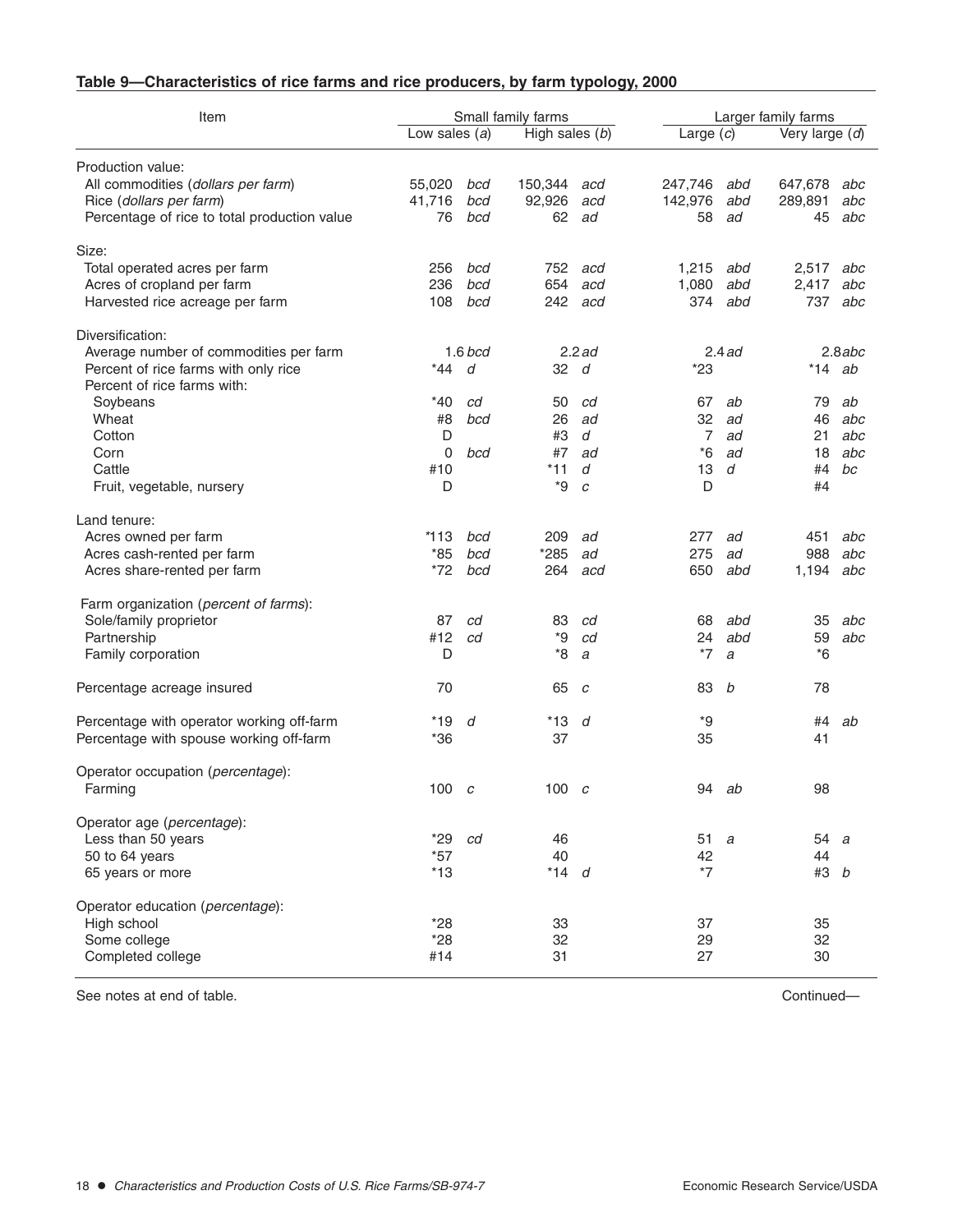## Table 9—Characteristics of rice farms and rice producers, by farm typology, 2000

| Item | Small family farms | | | | Larger family farms | | | |
|---|---|---|---|---|---|---|---|---|
| | Low sales (*a*) | | High sales (*b*) | | Large (*c*) | | Very large (*d*) | |
| **Production value:** | | | | | | | | |
| All commodities (*dollars per farm*) | 55,020 | *bcd* | 150,344 | *acd* | 247,746 | *abd* | 647,678 | *abc* |
| Rice (*dollars per farm*) | 41,716 | *bcd* | 92,926 | *acd* | 142,976 | *abd* | 289,891 | *abc* |
| Percentage of rice to total production value | 76 | *bcd* | 62 | *ad* | 58 | *ad* | 45 | *abc* |
| **Size:** | | | | | | | | |
| Total operated acres per farm | 256 | *bcd* | 752 | *acd* | 1,215 | *abd* | 2,517 | *abc* |
| Acres of cropland per farm | 236 | *bcd* | 654 | *acd* | 1,080 | *abd* | 2,417 | *abc* |
| Harvested rice acreage per farm | 108 | *bcd* | 242 | *acd* | 374 | *abd* | 737 | *abc* |
| **Diversification:** | | | | | | | | |
| Average number of commodities per farm | 1.6 | *bcd* | 2.2 | *ad* | 2.4 | *ad* | 2.8 | *abc* |
| Percent of rice farms with only rice | *44 | *d* | 32 | *d* | *23 | | *14 | *ab* |
| Percent of rice farms with: | | | | | | | | |
| Soybeans | *40 | *cd* | 50 | *cd* | 67 | *ab* | 79 | *ab* |
| Wheat | #8 | *bcd* | 26 | *ad* | 32 | *ad* | 46 | *abc* |
| Cotton | D | | #3 | *d* | 7 | *ad* | 21 | *abc* |
| Corn | 0 | *bcd* | #7 | *ad* | *6 | *ad* | 18 | *abc* |
| Cattle | #10 | | *11 | *d* | 13 | *d* | #4 | *bc* |
| Fruit, vegetable, nursery | D | | *9 | *c* | D | | #4 | |
| **Land tenure:** | | | | | | | | |
| Acres owned per farm | *113 | *bcd* | 209 | *ad* | 277 | *ad* | 451 | *abc* |
| Acres cash-rented per farm | *85 | *bcd* | *285 | *ad* | 275 | *ad* | 988 | *abc* |
| Acres share-rented per farm | *72 | *bcd* | 264 | *acd* | 650 | *abd* | 1,194 | *abc* |
| **Farm organization (*percent of farms*):** | | | | | | | | |
| Sole/family proprietor | 87 | *cd* | 83 | *cd* | 68 | *abd* | 35 | *abc* |
| Partnership | #12 | *cd* | *9 | *cd* | 24 | *abd* | 59 | *abc* |
| Family corporation | D | | *8 | *a* | *7 | *a* | *6 | |
| **Percentage acreage insured** | 70 | | 65 | *c* | 83 | *b* | 78 | |
| **Percentage with operator working off-farm** | *19 | *d* | *13 | *d* | *9 | | #4 | *ab* |
| **Percentage with spouse working off-farm** | *36 | | 37 | | 35 | | 41 | |
| **Operator occupation (*percentage*):** | | | | | | | | |
| Farming | 100 | *c* | 100 | *c* | 94 | *ab* | 98 | |
| **Operator age (*percentage*):** | | | | | | | | |
| Less than 50 years | *29 | *cd* | 46 | | 51 | *a* | 54 | *a* |
| 50 to 64 years | *57 | | 40 | | 42 | | 44 | |
| 65 years or more | *13 | | *14 | *d* | *7 | | #3 | *b* |
| **Operator education (*percentage*):** | | | | | | | | |
| High school | *28 | | 33 | | 37 | | 35 | |
| Some college | *28 | | 32 | | 29 | | 32 | |
| Completed college | #14 | | 31 | | 27 | | 30 | |

See notes at end of table.

Continued—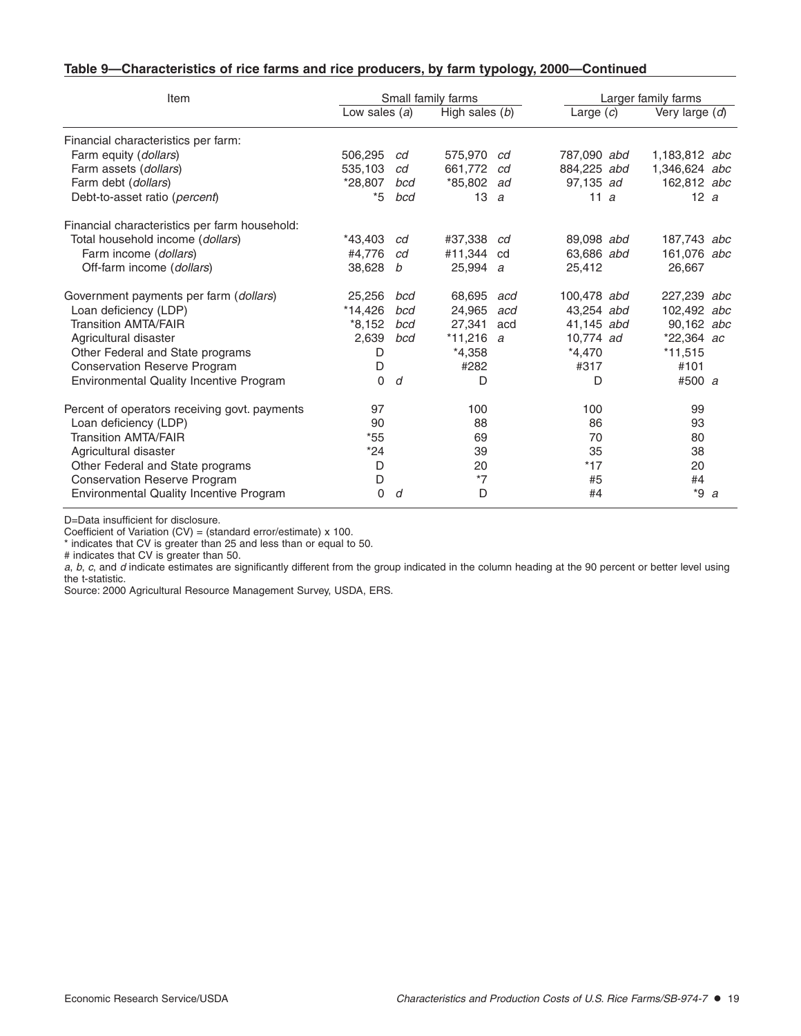## Table 9—Characteristics of rice farms and rice producers, by farm typology, 2000—Continued

| Item | Small family farms | | Larger family farms | |
|---|---|---|---|---|
| | Low sales (*a*) | High sales (*b*) | Large (*c*) | Very large (*d*) |
| Financial characteristics per farm: | | | | |
| Farm equity (*dollars*) | 506,295 *cd* | 575,970 *cd* | 787,090 *abd* | 1,183,812 *abc* |
| Farm assets (*dollars*) | 535,103 *cd* | 661,772 *cd* | 884,225 *abd* | 1,346,624 *abc* |
| Farm debt (*dollars*) | *28,807 *bcd* | *85,802 *ad* | 97,135 *ad* | 162,812 *abc* |
| Debt-to-asset ratio (*percent*) | *5 *bcd* | 13 *a* | 11 *a* | 12 *a* |
| Financial characteristics per farm household: | | | | |
| Total household income (*dollars*) | *43,403 *cd* | #37,338 *cd* | 89,098 *abd* | 187,743 *abc* |
| Farm income (*dollars*) | #4,776 *cd* | #11,344 cd | 63,686 *abd* | 161,076 *abc* |
| Off-farm income (*dollars*) | 38,628 *b* | 25,994 *a* | 25,412 | 26,667 |
| Government payments per farm (*dollars*) | 25,256 *bcd* | 68,695 *acd* | 100,478 *abd* | 227,239 *abc* |
| Loan deficiency (LDP) | *14,426 *bcd* | 24,965 *acd* | 43,254 *abd* | 102,492 *abc* |
| Transition AMTA/FAIR | *8,152 *bcd* | 27,341 acd | 41,145 *abd* | 90,162 *abc* |
| Agricultural disaster | 2,639 *bcd* | *11,216 *a* | 10,774 *ad* | *22,364 *ac* |
| Other Federal and State programs | D | *4,358 | *4,470 | *11,515 |
| Conservation Reserve Program | D | #282 | #317 | #101 |
| Environmental Quality Incentive Program | 0 *d* | D | D | #500 *a* |
| Percent of operators receiving govt. payments | 97 | 100 | 100 | 99 |
| Loan deficiency (LDP) | 90 | 88 | 86 | 93 |
| Transition AMTA/FAIR | *55 | 69 | 70 | 80 |
| Agricultural disaster | *24 | 39 | 35 | 38 |
| Other Federal and State programs | D | 20 | *17 | 20 |
| Conservation Reserve Program | D | *7 | #5 | #4 |
| Environmental Quality Incentive Program | 0 *d* | D | #4 | *9 *a* |

D=Data insufficient for disclosure.

Coefficient of Variation (CV) = (standard error/estimate) x 100.

* indicates that CV is greater than 25 and less than or equal to 50.

# indicates that CV is greater than 50.

*a*, *b*, *c*, and *d* indicate estimates are significantly different from the group indicated in the column heading at the 90 percent or better level using the t-statistic.

Source: 2000 Agricultural Resource Management Survey, USDA, ERS.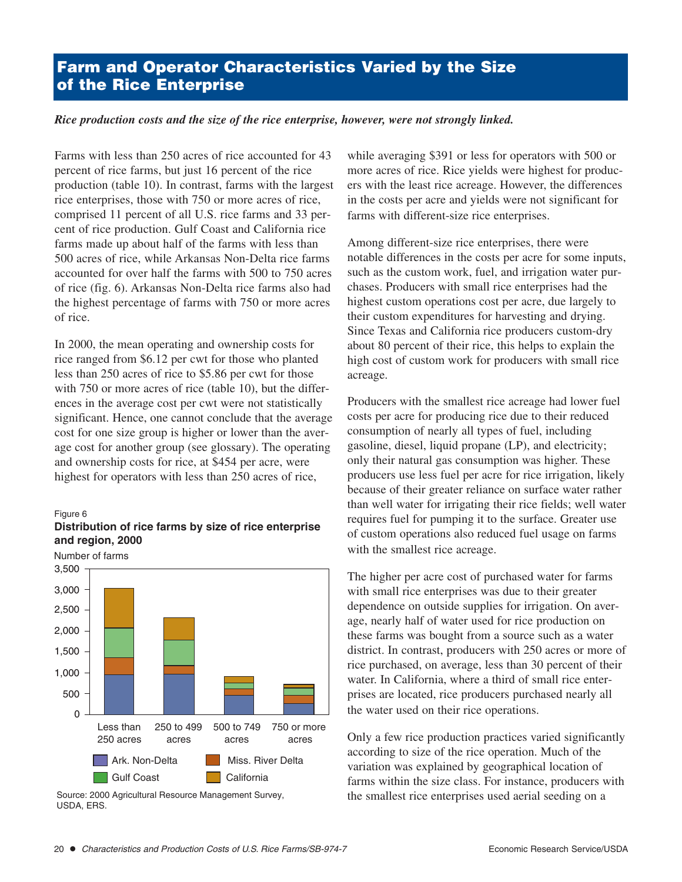# Farm and Operator Characteristics Varied by the Size of the Rice Enterprise

***Rice production costs and the size of the rice enterprise, however, were not strongly linked.***

Farms with less than 250 acres of rice accounted for 43 percent of rice farms, but just 16 percent of the rice production (table 10). In contrast, farms with the largest rice enterprises, those with 750 or more acres of rice, comprised 11 percent of all U.S. rice farms and 33 percent of rice production. Gulf Coast and California rice farms made up about half of the farms with less than 500 acres of rice, while Arkansas Non-Delta rice farms accounted for over half the farms with 500 to 750 acres of rice (fig. 6). Arkansas Non-Delta rice farms also had the highest percentage of farms with 750 or more acres of rice.

In 2000, the mean operating and ownership costs for rice ranged from $6.12 per cwt for those who planted less than 250 acres of rice to $5.86 per cwt for those with 750 or more acres of rice (table 10), but the differences in the average cost per cwt were not statistically significant. Hence, one cannot conclude that the average cost for one size group is higher or lower than the average cost for another group (see glossary). The operating and ownership costs for rice, at $454 per acre, were highest for operators with less than 250 acres of rice, while averaging $391 or less for operators with 500 or more acres of rice. Rice yields were highest for producers with the least rice acreage. However, the differences in the costs per acre and yields were not significant for farms with different-size rice enterprises.

Figure 6

**Distribution of rice farms by size of rice enterprise and region, 2000**

Source: 2000 Agricultural Resource Management Survey, USDA, ERS.

Among different-size rice enterprises, there were notable differences in the costs per acre for some inputs, such as the custom work, fuel, and irrigation water purchases. Producers with small rice enterprises had the highest custom operations cost per acre, due largely to their custom expenditures for harvesting and drying. Since Texas and California rice producers custom-dry about 80 percent of their rice, this helps to explain the high cost of custom work for producers with small rice acreage.

Producers with the smallest rice acreage had lower fuel costs per acre for producing rice due to their reduced consumption of nearly all types of fuel, including gasoline, diesel, liquid propane (LP), and electricity; only their natural gas consumption was higher. These producers use less fuel per acre for rice irrigation, likely because of their greater reliance on surface water rather than well water for irrigating their rice fields; well water requires fuel for pumping it to the surface. Greater use of custom operations also reduced fuel usage on farms with the smallest rice acreage.

The higher per acre cost of purchased water for farms with small rice enterprises was due to their greater dependence on outside supplies for irrigation. On average, nearly half of water used for rice production on these farms was bought from a source such as a water district. In contrast, producers with 250 acres or more of rice purchased, on average, less than 30 percent of their water. In California, where a third of small rice enterprises are located, rice producers purchased nearly all the water used on their rice operations.

Only a few rice production practices varied significantly according to size of the rice operation. Much of the variation was explained by geographical location of farms within the size class. For instance, producers with the smallest rice enterprises used aerial seeding on a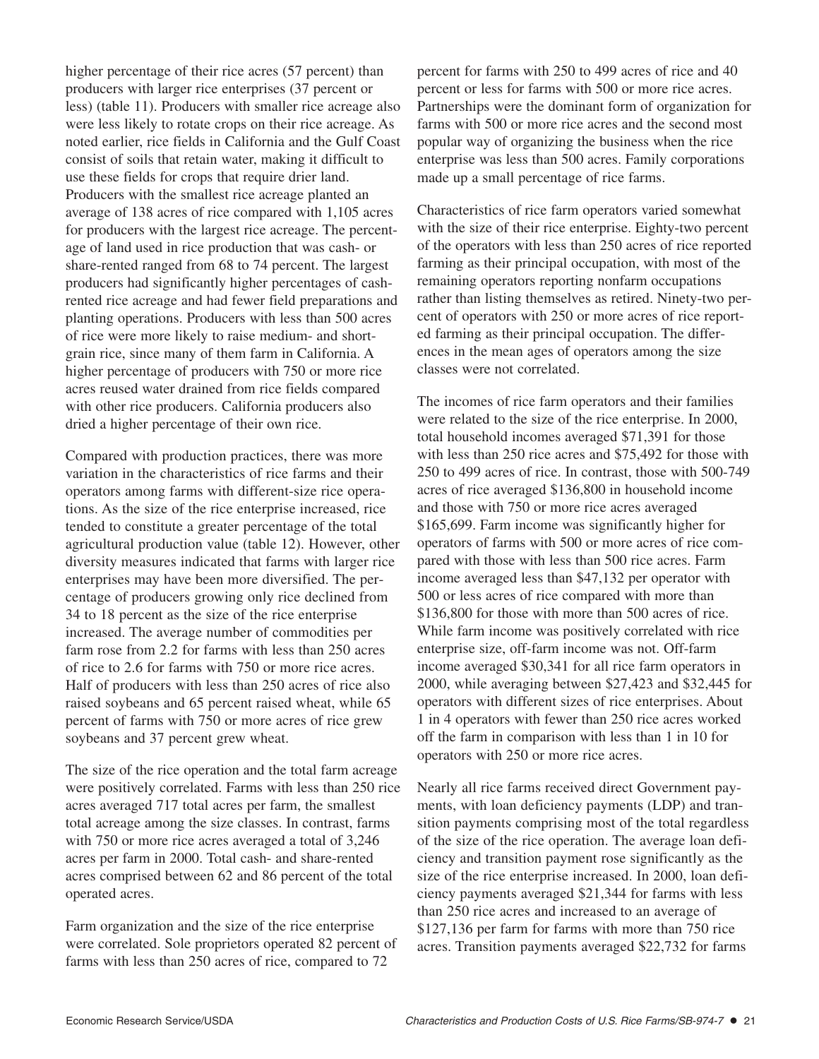higher percentage of their rice acres (57 percent) than producers with larger rice enterprises (37 percent or less) (table 11). Producers with smaller rice acreage also were less likely to rotate crops on their rice acreage. As noted earlier, rice fields in California and the Gulf Coast consist of soils that retain water, making it difficult to use these fields for crops that require drier land. Producers with the smallest rice acreage planted an average of 138 acres of rice compared with 1,105 acres for producers with the largest rice acreage. The percentage of land used in rice production that was cash- or share-rented ranged from 68 to 74 percent. The largest producers had significantly higher percentages of cash-rented rice acreage and had fewer field preparations and planting operations. Producers with less than 500 acres of rice were more likely to raise medium- and short-grain rice, since many of them farm in California. A higher percentage of producers with 750 or more rice acres reused water drained from rice fields compared with other rice producers. California producers also dried a higher percentage of their own rice.

Compared with production practices, there was more variation in the characteristics of rice farms and their operators among farms with different-size rice operations. As the size of the rice enterprise increased, rice tended to constitute a greater percentage of the total agricultural production value (table 12). However, other diversity measures indicated that farms with larger rice enterprises may have been more diversified. The percentage of producers growing only rice declined from 34 to 18 percent as the size of the rice enterprise increased. The average number of commodities per farm rose from 2.2 for farms with less than 250 acres of rice to 2.6 for farms with 750 or more rice acres. Half of producers with less than 250 acres of rice also raised soybeans and 65 percent raised wheat, while 65 percent of farms with 750 or more acres of rice grew soybeans and 37 percent grew wheat.

The size of the rice operation and the total farm acreage were positively correlated. Farms with less than 250 rice acres averaged 717 total acres per farm, the smallest total acreage among the size classes. In contrast, farms with 750 or more rice acres averaged a total of 3,246 acres per farm in 2000. Total cash- and share-rented acres comprised between 62 and 86 percent of the total operated acres.

Farm organization and the size of the rice enterprise were correlated. Sole proprietors operated 82 percent of farms with less than 250 acres of rice, compared to 72 percent for farms with 250 to 499 acres of rice and 40 percent or less for farms with 500 or more rice acres. Partnerships were the dominant form of organization for farms with 500 or more rice acres and the second most popular way of organizing the business when the rice enterprise was less than 500 acres. Family corporations made up a small percentage of rice farms.

Characteristics of rice farm operators varied somewhat with the size of their rice enterprise. Eighty-two percent of the operators with less than 250 acres of rice reported farming as their principal occupation, with most of the remaining operators reporting nonfarm occupations rather than listing themselves as retired. Ninety-two percent of operators with 250 or more acres of rice reported farming as their principal occupation. The differences in the mean ages of operators among the size classes were not correlated.

The incomes of rice farm operators and their families were related to the size of the rice enterprise. In 2000, total household incomes averaged $71,391 for those with less than 250 rice acres and $75,492 for those with 250 to 499 acres of rice. In contrast, those with 500-749 acres of rice averaged $136,800 in household income and those with 750 or more rice acres averaged $165,699. Farm income was significantly higher for operators of farms with 500 or more acres of rice compared with those with less than 500 rice acres. Farm income averaged less than $47,132 per operator with 500 or less acres of rice compared with more than $136,800 for those with more than 500 acres of rice. While farm income was positively correlated with rice enterprise size, off-farm income was not. Off-farm income averaged $30,341 for all rice farm operators in 2000, while averaging between $27,423 and $32,445 for operators with different sizes of rice enterprises. About 1 in 4 operators with fewer than 250 rice acres worked off the farm in comparison with less than 1 in 10 for operators with 250 or more rice acres.

Nearly all rice farms received direct Government payments, with loan deficiency payments (LDP) and transition payments comprising most of the total regardless of the size of the rice operation. The average loan deficiency and transition payment rose significantly as the size of the rice enterprise increased. In 2000, loan deficiency payments averaged $21,344 for farms with less than 250 rice acres and increased to an average of $127,136 per farm for farms with more than 750 rice acres. Transition payments averaged $22,732 for farms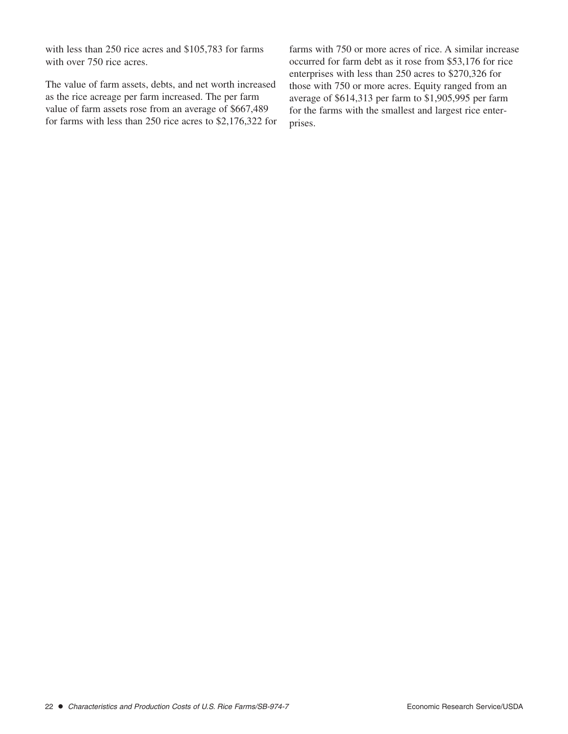with less than 250 rice acres and $105,783 for farms with over 750 rice acres.

The value of farm assets, debts, and net worth increased as the rice acreage per farm increased. The per farm value of farm assets rose from an average of $667,489 for farms with less than 250 rice acres to $2,176,322 for farms with 750 or more acres of rice. A similar increase occurred for farm debt as it rose from $53,176 for rice enterprises with less than 250 acres to $270,326 for those with 750 or more acres. Equity ranged from an average of $614,313 per farm to $1,905,995 per farm for the farms with the smallest and largest rice enterprises.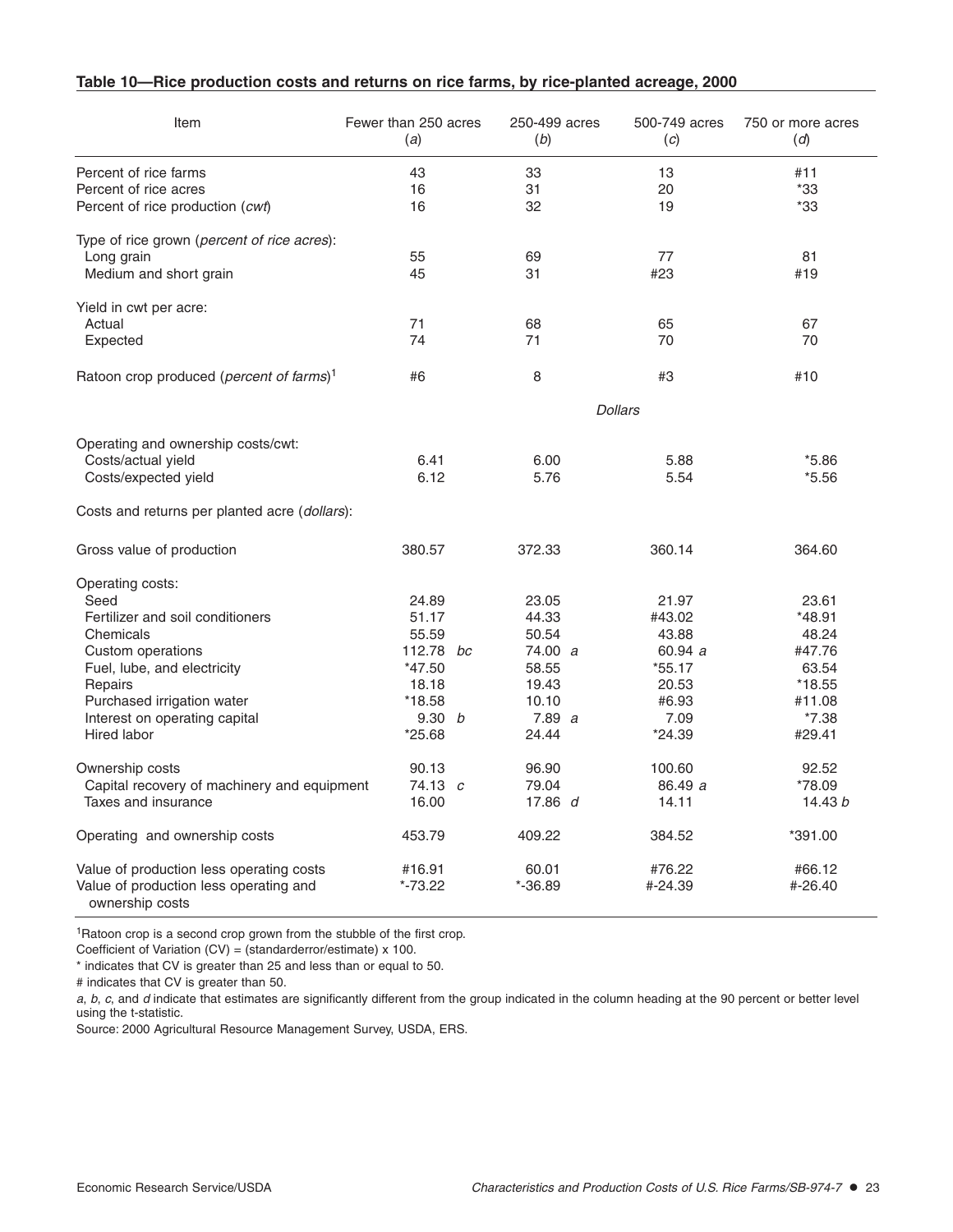**Table 10—Rice production costs and returns on rice farms, by rice-planted acreage, 2000**

| Item | Fewer than 250 acres (*a*) | 250-499 acres (*b*) | 500-749 acres (*c*) | 750 or more acres (*d*) |
|---|---|---|---|---|
| Percent of rice farms | 43 | 33 | 13 | #11 |
| Percent of rice acres | 16 | 31 | 20 | *33 |
| Percent of rice production (*cwt*) | 16 | 32 | 19 | *33 |
| Type of rice grown (*percent of rice acres*): | | | | |
| Long grain | 55 | 69 | 77 | 81 |
| Medium and short grain | 45 | 31 | #23 | #19 |
| Yield in cwt per acre: | | | | |
| Actual | 71 | 68 | 65 | 67 |
| Expected | 74 | 71 | 70 | 70 |
| Ratoon crop produced (*percent of farms*)[1] | #6 | 8 | #3 | #10 |
| | | *Dollars* | | |
| Operating and ownership costs/cwt: | | | | |
| Costs/actual yield | 6.41 | 6.00 | 5.88 | *5.86 |
| Costs/expected yield | 6.12 | 5.76 | 5.54 | *5.56 |
| Costs and returns per planted acre (*dollars*): | | | | |
| Gross value of production | 380.57 | 372.33 | 360.14 | 364.60 |
| Operating costs: | | | | |
| Seed | 24.89 | 23.05 | 21.97 | 23.61 |
| Fertilizer and soil conditioners | 51.17 | 44.33 | #43.02 | *48.91 |
| Chemicals | 55.59 | 50.54 | 43.88 | 48.24 |
| Custom operations | 112.78 *bc* | 74.00 *a* | 60.94 *a* | #47.76 |
| Fuel, lube, and electricity | *47.50 | 58.55 | *55.17 | 63.54 |
| Repairs | 18.18 | 19.43 | 20.53 | *18.55 |
| Purchased irrigation water | *18.58 | 10.10 | #6.93 | #11.08 |
| Interest on operating capital | 9.30 *b* | 7.89 *a* | 7.09 | *7.38 |
| Hired labor | *25.68 | 24.44 | *24.39 | #29.41 |
| Ownership costs | 90.13 | 96.90 | 100.60 | 92.52 |
| Capital recovery of machinery and equipment | 74.13 *c* | 79.04 | 86.49 *a* | *78.09 |
| Taxes and insurance | 16.00 | 17.86 *d* | 14.11 | 14.43 *b* |
| Operating and ownership costs | 453.79 | 409.22 | 384.52 | *391.00 |
| Value of production less operating costs | #16.91 | 60.01 | #76.22 | #66.12 |
| Value of production less operating and ownership costs | *-73.22 | *-36.89 | #-24.39 | #-26.40 |

[1]Ratoon crop is a second crop grown from the stubble of the first crop.

Coefficient of Variation (CV) = (standarderror/estimate) x 100.

* indicates that CV is greater than 25 and less than or equal to 50.

# indicates that CV is greater than 50.

*a*, *b*, *c*, and *d* indicate that estimates are significantly different from the group indicated in the column heading at the 90 percent or better level using the t-statistic.

Source: 2000 Agricultural Resource Management Survey, USDA, ERS.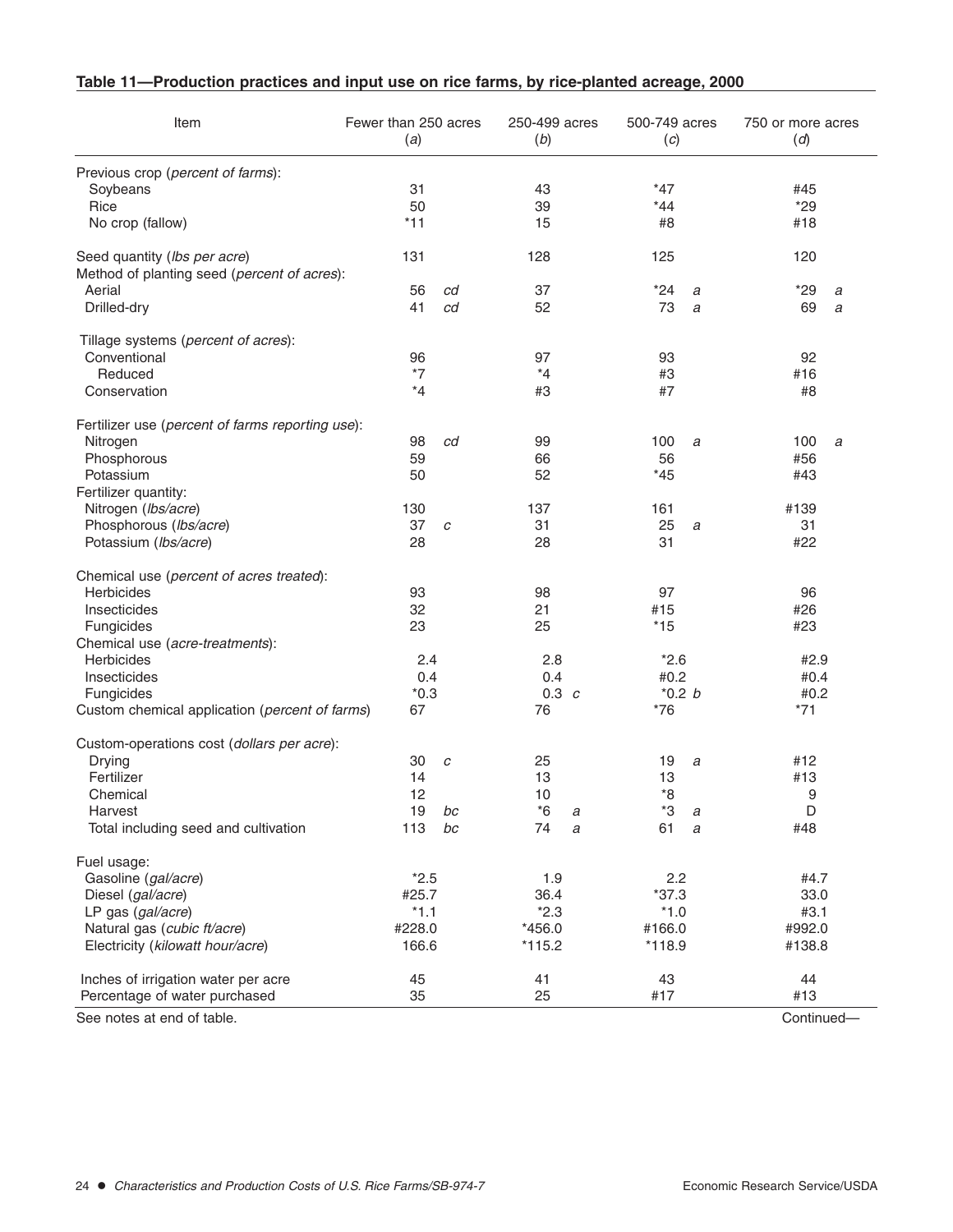## Table 11—Production practices and input use on rice farms, by rice-planted acreage, 2000

| Item | Fewer than 250 acres (*a*) | 250-499 acres (*b*) | 500-749 acres (*c*) | 750 or more acres (*d*) |
|---|---|---|---|---|
| Previous crop (*percent of farms*): | | | | |
| Soybeans | 31 | 43 | *47 | #45 |
| Rice | 50 | 39 | *44 | *29 |
| No crop (fallow) | *11 | 15 | #8 | #18 |
| Seed quantity (*lbs per acre*) | 131 | 128 | 125 | 120 |
| Method of planting seed (*percent of acres*): | | | | |
| Aerial | 56 *cd* | 37 | *24 *a* | *29 *a* |
| Drilled-dry | 41 *cd* | 52 | 73 *a* | 69 *a* |
| Tillage systems (*percent of acres*): | | | | |
| Conventional | 96 | 97 | 93 | 92 |
| Reduced | *7 | *4 | #3 | #16 |
| Conservation | *4 | #3 | #7 | #8 |
| Fertilizer use (*percent of farms reporting use*): | | | | |
| Nitrogen | 98 *cd* | 99 | 100 *a* | 100 *a* |
| Phosphorous | 59 | 66 | 56 | #56 |
| Potassium | 50 | 52 | *45 | #43 |
| Fertilizer quantity: | | | | |
| Nitrogen (*lbs/acre*) | 130 | 137 | 161 | #139 |
| Phosphorous (*lbs/acre*) | 37 *c* | 31 | 25 *a* | 31 |
| Potassium (*lbs/acre*) | 28 | 28 | 31 | #22 |
| Chemical use (*percent of acres treated*): | | | | |
| Herbicides | 93 | 98 | 97 | 96 |
| Insecticides | 32 | 21 | #15 | #26 |
| Fungicides | 23 | 25 | *15 | #23 |
| Chemical use (*acre-treatments*): | | | | |
| Herbicides | 2.4 | 2.8 | *2.6 | #2.9 |
| Insecticides | 0.4 | 0.4 | #0.2 | #0.4 |
| Fungicides | *0.3 | 0.3 *c* | *0.2 *b* | #0.2 |
| Custom chemical application (*percent of farms*) | 67 | 76 | *76 | *71 |
| Custom-operations cost (*dollars per acre*): | | | | |
| Drying | 30 *c* | 25 | 19 *a* | #12 |
| Fertilizer | 14 | 13 | 13 | #13 |
| Chemical | 12 | 10 | *8 | 9 |
| Harvest | 19 *bc* | *6 *a* | *3 *a* | D |
| Total including seed and cultivation | 113 *bc* | 74 *a* | 61 *a* | #48 |
| Fuel usage: | | | | |
| Gasoline (*gal/acre*) | *2.5 | 1.9 | 2.2 | #4.7 |
| Diesel (*gal/acre*) | #25.7 | 36.4 | *37.3 | 33.0 |
| LP gas (*gal/acre*) | *1.1 | *2.3 | *1.0 | #3.1 |
| Natural gas (*cubic ft/acre*) | #228.0 | *456.0 | #166.0 | #992.0 |
| Electricity (*kilowatt hour/acre*) | 166.6 | *115.2 | *118.9 | #138.8 |
| Inches of irrigation water per acre | 45 | 41 | 43 | 44 |
| Percentage of water purchased | 35 | 25 | #17 | #13 |

See notes at end of table. Continued—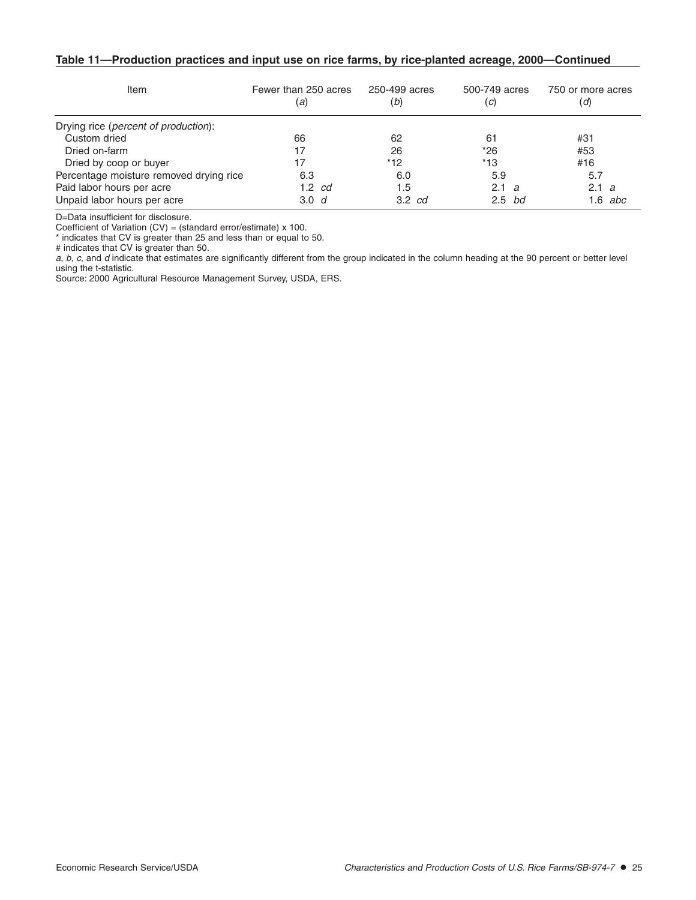**Table 11—Production practices and input use on rice farms, by rice-planted acreage, 2000—Continued**

| Item | Fewer than 250 acres (*a*) | 250-499 acres (*b*) | 500-749 acres (*c*) | 750 or more acres (*d*) |
|---|---|---|---|---|
| Drying rice (*percent of production*): | | | | |
| Custom dried | 66 | 62 | 61 | #31 |
| Dried on-farm | 17 | 26 | *26 | #53 |
| Dried by coop or buyer | 17 | *12 | *13 | #16 |
| Percentage moisture removed drying rice | 6.3 | 6.0 | 5.9 | 5.7 |
| Paid labor hours per acre | 1.2 *cd* | 1.5 | 2.1 *a* | 2.1 *a* |
| Unpaid labor hours per acre | 3.0 *d* | 3.2 *cd* | 2.5 *bd* | 1.6 *abc* |

D=Data insufficient for disclosure.
Coefficient of Variation (CV) = (standard error/estimate) x 100.
* indicates that CV is greater than 25 and less than or equal to 50.
# indicates that CV is greater than 50.
*a*, *b*, *c*, and *d* indicate that estimates are significantly different from the group indicated in the column heading at the 90 percent or better level using the t-statistic.
Source: 2000 Agricultural Resource Management Survey, USDA, ERS.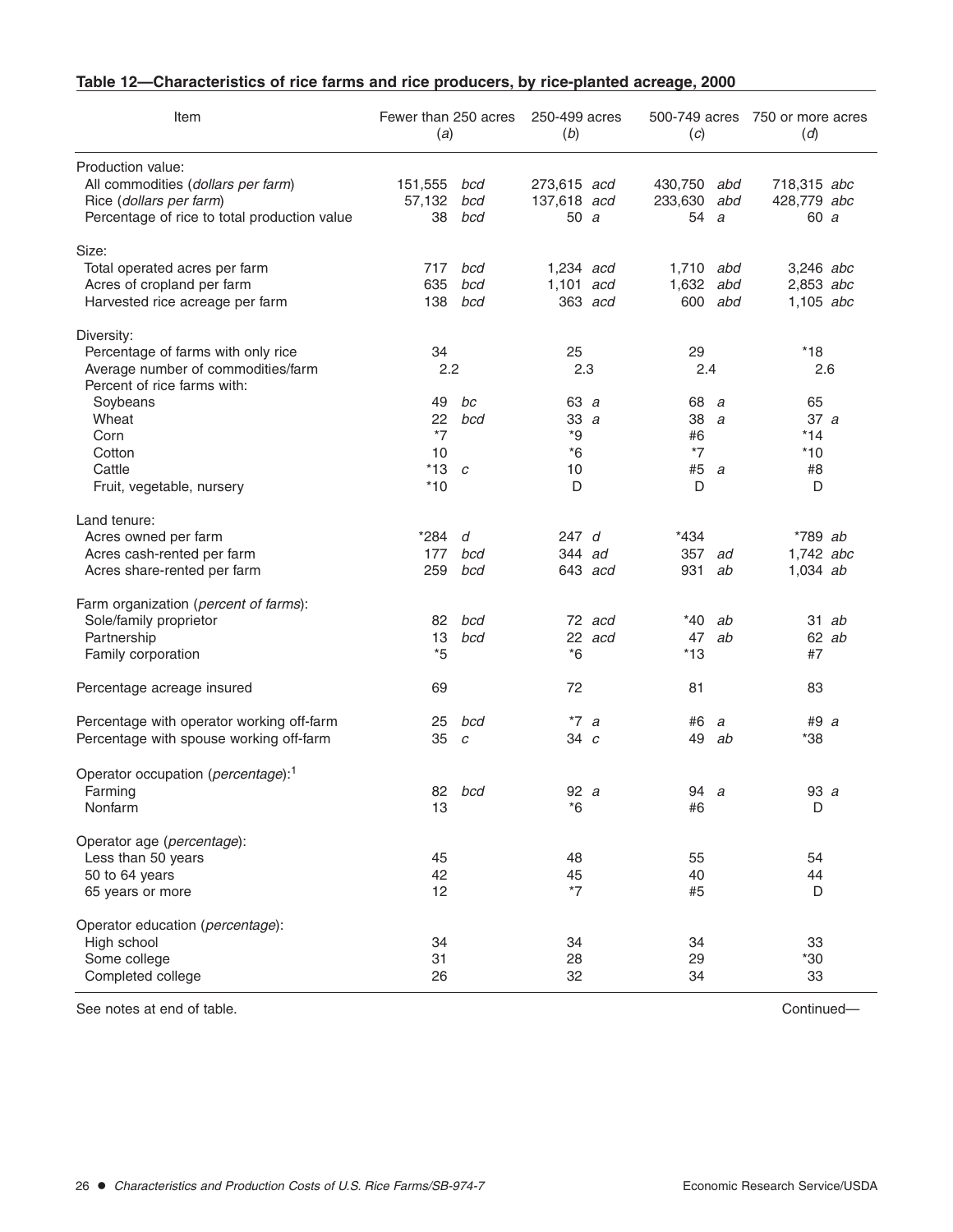## Table 12—Characteristics of rice farms and rice producers, by rice-planted acreage, 2000

| Item | Fewer than 250 acres (*a*) | 250-499 acres (*b*) | 500-749 acres (*c*) | 750 or more acres (*d*) |
|---|---|---|---|---|
| Production value: | | | | |
| All commodities (*dollars per farm*) | 151,555 *bcd* | 273,615 *acd* | 430,750 *abd* | 718,315 *abc* |
| Rice (*dollars per farm*) | 57,132 *bcd* | 137,618 *acd* | 233,630 *abd* | 428,779 *abc* |
| Percentage of rice to total production value | 38 *bcd* | 50 *a* | 54 *a* | 60 *a* |
| Size: | | | | |
| Total operated acres per farm | 717 *bcd* | 1,234 *acd* | 1,710 *abd* | 3,246 *abc* |
| Acres of cropland per farm | 635 *bcd* | 1,101 *acd* | 1,632 *abd* | 2,853 *abc* |
| Harvested rice acreage per farm | 138 *bcd* | 363 *acd* | 600 *abd* | 1,105 *abc* |
| Diversity: | | | | |
| Percentage of farms with only rice | 34 | 25 | 29 | *18 |
| Average number of commodities/farm | 2.2 | 2.3 | 2.4 | 2.6 |
| Percent of rice farms with: | | | | |
| Soybeans | 49 *bc* | 63 *a* | 68 *a* | 65 |
| Wheat | 22 *bcd* | 33 *a* | 38 *a* | 37 *a* |
| Corn | *7 | *9 | #6 | *14 |
| Cotton | 10 | *6 | *7 | *10 |
| Cattle | *13 *c* | 10 | #5 *a* | #8 |
| Fruit, vegetable, nursery | *10 | D | D | D |
| Land tenure: | | | | |
| Acres owned per farm | *284 *d* | 247 *d* | *434 | *789 *ab* |
| Acres cash-rented per farm | 177 *bcd* | 344 *ad* | 357 *ad* | 1,742 *abc* |
| Acres share-rented per farm | 259 *bcd* | 643 *acd* | 931 *ab* | 1,034 *ab* |
| Farm organization (*percent of farms*): | | | | |
| Sole/family proprietor | 82 *bcd* | 72 *acd* | *40 *ab* | 31 *ab* |
| Partnership | 13 *bcd* | 22 *acd* | 47 *ab* | 62 *ab* |
| Family corporation | *5 | *6 | *13 | #7 |
| Percentage acreage insured | 69 | 72 | 81 | 83 |
| Percentage with operator working off-farm | 25 *bcd* | *7 *a* | #6 *a* | #9 *a* |
| Percentage with spouse working off-farm | 35 *c* | 34 *c* | 49 *ab* | *38 |
| Operator occupation (*percentage*):[1] | | | | |
| Farming | 82 *bcd* | 92 *a* | 94 *a* | 93 *a* |
| Nonfarm | 13 | *6 | #6 | D |
| Operator age (*percentage*): | | | | |
| Less than 50 years | 45 | 48 | 55 | 54 |
| 50 to 64 years | 42 | 45 | 40 | 44 |
| 65 years or more | 12 | *7 | #5 | D |
| Operator education (*percentage*): | | | | |
| High school | 34 | 34 | 34 | 33 |
| Some college | 31 | 28 | 29 | *30 |
| Completed college | 26 | 32 | 34 | 33 |

See notes at end of table. Continued—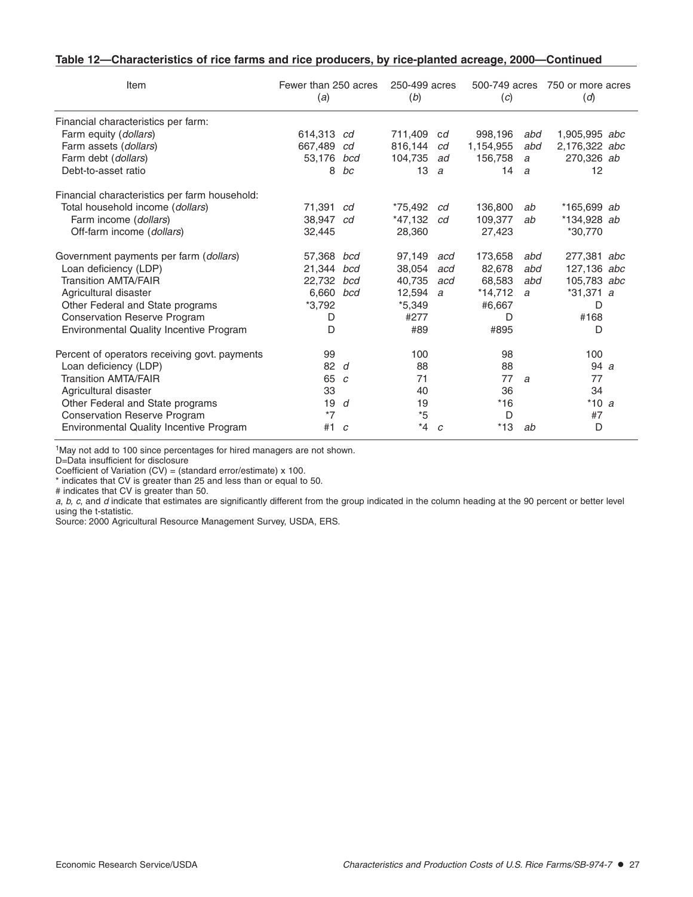**Table 12—Characteristics of rice farms and rice producers, by rice-planted acreage, 2000—Continued**

| Item | Fewer than 250 acres (*a*) | | 250-499 acres (*b*) | | 500-749 acres (*c*) | | 750 or more acres (*d*) | |
|---|---|---|---|---|---|---|---|---|
| Financial characteristics per farm: | | | | | | | | |
| Farm equity (*dollars*) | 614,313 | *cd* | 711,409 | *cd* | 998,196 | *abd* | 1,905,995 | *abc* |
| Farm assets (*dollars*) | 667,489 | *cd* | 816,144 | *cd* | 1,154,955 | *abd* | 2,176,322 | *abc* |
| Farm debt (*dollars*) | 53,176 | *bcd* | 104,735 | *ad* | 156,758 | *a* | 270,326 | *ab* |
| Debt-to-asset ratio | 8 | *bc* | 13 | *a* | 14 | *a* | 12 | |
| Financial characteristics per farm household: | | | | | | | | |
| Total household income (*dollars*) | 71,391 | *cd* | *75,492 | *cd* | 136,800 | *ab* | *165,699 | *ab* |
| Farm income (*dollars*) | 38,947 | *cd* | *47,132 | *cd* | 109,377 | *ab* | *134,928 | *ab* |
| Off-farm income (*dollars*) | 32,445 | | 28,360 | | 27,423 | | *30,770 | |
| Government payments per farm (*dollars*) | 57,368 | *bcd* | 97,149 | *acd* | 173,658 | *abd* | 277,381 | *abc* |
| Loan deficiency (LDP) | 21,344 | *bcd* | 38,054 | *acd* | 82,678 | *abd* | 127,136 | *abc* |
| Transition AMTA/FAIR | 22,732 | *bcd* | 40,735 | *acd* | 68,583 | *abd* | 105,783 | *abc* |
| Agricultural disaster | 6,660 | *bcd* | 12,594 | *a* | *14,712 | *a* | *31,371 | *a* |
| Other Federal and State programs | *3,792 | | *5,349 | | #6,667 | | D | |
| Conservation Reserve Program | D | | #277 | | D | | #168 | |
| Environmental Quality Incentive Program | D | | #89 | | #895 | | D | |
| Percent of operators receiving govt. payments | 99 | | 100 | | 98 | | 100 | |
| Loan deficiency (LDP) | 82 | *d* | 88 | | 88 | | 94 | *a* |
| Transition AMTA/FAIR | 65 | *c* | 71 | | 77 | *a* | 77 | |
| Agricultural disaster | 33 | | 40 | | 36 | | 34 | |
| Other Federal and State programs | 19 | *d* | 19 | | *16 | | *10 | *a* |
| Conservation Reserve Program | *7 | | *5 | | D | | #7 | |
| Environmental Quality Incentive Program | #1 | *c* | *4 | *c* | *13 | *ab* | D | |

[1]May not add to 100 since percentages for hired managers are not shown.
D=Data insufficient for disclosure
Coefficient of Variation (CV) = (standard error/estimate) x 100.
* indicates that CV is greater than 25 and less than or equal to 50.
# indicates that CV is greater than 50.
*a*, *b*, *c*, and *d* indicate that estimates are significantly different from the group indicated in the column heading at the 90 percent or better level using the t-statistic.
Source: 2000 Agricultural Resource Management Survey, USDA, ERS.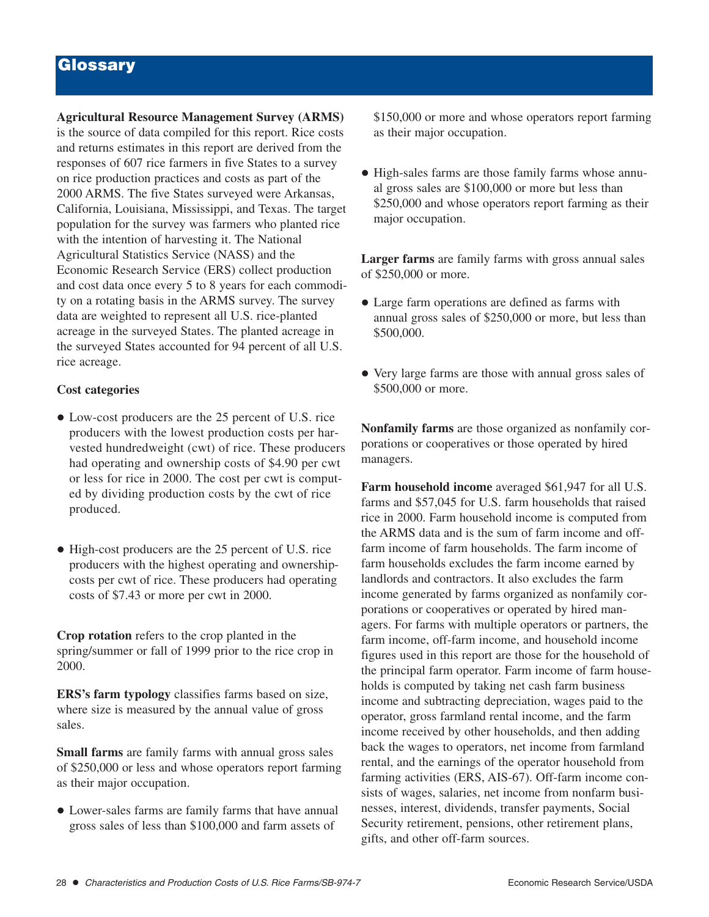# Glossary

**Agricultural Resource Management Survey (ARMS)** is the source of data compiled for this report. Rice costs and returns estimates in this report are derived from the responses of 607 rice farmers in five States to a survey on rice production practices and costs as part of the 2000 ARMS. The five States surveyed were Arkansas, California, Louisiana, Mississippi, and Texas. The target population for the survey was farmers who planted rice with the intention of harvesting it. The National Agricultural Statistics Service (NASS) and the Economic Research Service (ERS) collect production and cost data once every 5 to 8 years for each commodity on a rotating basis in the ARMS survey. The survey data are weighted to represent all U.S. rice-planted acreage in the surveyed States. The planted acreage in the surveyed States accounted for 94 percent of all U.S. rice acreage.

**Cost categories**

- Low-cost producers are the 25 percent of U.S. rice producers with the lowest production costs per harvested hundredweight (cwt) of rice. These producers had operating and ownership costs of $4.90 per cwt or less for rice in 2000. The cost per cwt is computed by dividing production costs by the cwt of rice produced.

- High-cost producers are the 25 percent of U.S. rice producers with the highest operating and ownership-costs per cwt of rice. These producers had operating costs of $7.43 or more per cwt in 2000.

**Crop rotation** refers to the crop planted in the spring/summer or fall of 1999 prior to the rice crop in 2000.

**ERS's farm typology** classifies farms based on size, where size is measured by the annual value of gross sales.

**Small farms** are family farms with annual gross sales of $250,000 or less and whose operators report farming as their major occupation.

- Lower-sales farms are family farms that have annual gross sales of less than $100,000 and farm assets of $150,000 or more and whose operators report farming as their major occupation.

- High-sales farms are those family farms whose annual gross sales are $100,000 or more but less than $250,000 and whose operators report farming as their major occupation.

**Larger farms** are family farms with gross annual sales of $250,000 or more.

- Large farm operations are defined as farms with annual gross sales of $250,000 or more, but less than $500,000.

- Very large farms are those with annual gross sales of $500,000 or more.

**Nonfamily farms** are those organized as nonfamily corporations or cooperatives or those operated by hired managers.

**Farm household income** averaged $61,947 for all U.S. farms and $57,045 for U.S. farm households that raised rice in 2000. Farm household income is computed from the ARMS data and is the sum of farm income and off-farm income of farm households. The farm income of farm households excludes the farm income earned by landlords and contractors. It also excludes the farm income generated by farms organized as nonfamily corporations or cooperatives or operated by hired managers. For farms with multiple operators or partners, the farm income, off-farm income, and household income figures used in this report are those for the household of the principal farm operator. Farm income of farm households is computed by taking net cash farm business income and subtracting depreciation, wages paid to the operator, gross farmland rental income, and the farm income received by other households, and then adding back the wages to operators, net income from farmland rental, and the earnings of the operator household from farming activities (ERS, AIS-67). Off-farm income consists of wages, salaries, net income from nonfarm businesses, interest, dividends, transfer payments, Social Security retirement, pensions, other retirement plans, gifts, and other off-farm sources.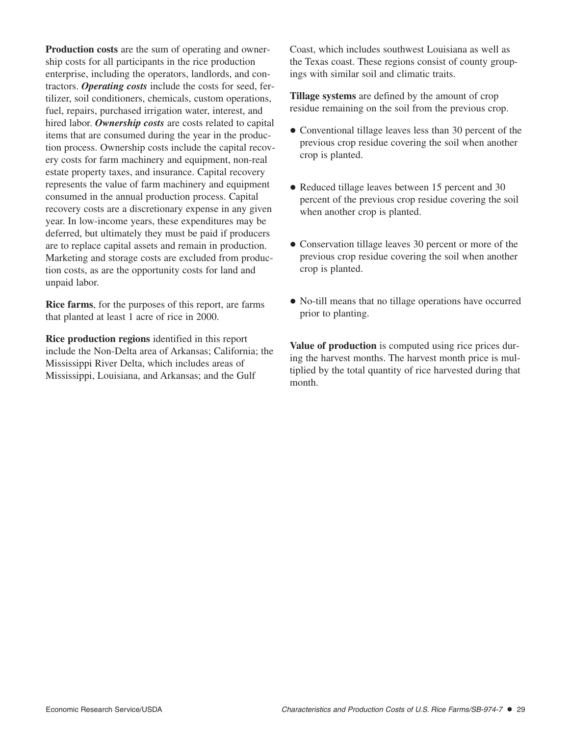**Production costs** are the sum of operating and ownership costs for all participants in the rice production enterprise, including the operators, landlords, and contractors. ***Operating costs*** include the costs for seed, fertilizer, soil conditioners, chemicals, custom operations, fuel, repairs, purchased irrigation water, interest, and hired labor. ***Ownership costs*** are costs related to capital items that are consumed during the year in the production process. Ownership costs include the capital recovery costs for farm machinery and equipment, non-real estate property taxes, and insurance. Capital recovery represents the value of farm machinery and equipment consumed in the annual production process. Capital recovery costs are a discretionary expense in any given year. In low-income years, these expenditures may be deferred, but ultimately they must be paid if producers are to replace capital assets and remain in production. Marketing and storage costs are excluded from production costs, as are the opportunity costs for land and unpaid labor.

**Rice farms**, for the purposes of this report, are farms that planted at least 1 acre of rice in 2000.

**Rice production regions** identified in this report include the Non-Delta area of Arkansas; California; the Mississippi River Delta, which includes areas of Mississippi, Louisiana, and Arkansas; and the Gulf Coast, which includes southwest Louisiana as well as the Texas coast. These regions consist of county groupings with similar soil and climatic traits.

**Tillage systems** are defined by the amount of crop residue remaining on the soil from the previous crop.

- Conventional tillage leaves less than 30 percent of the previous crop residue covering the soil when another crop is planted.
- Reduced tillage leaves between 15 percent and 30 percent of the previous crop residue covering the soil when another crop is planted.
- Conservation tillage leaves 30 percent or more of the previous crop residue covering the soil when another crop is planted.
- No-till means that no tillage operations have occurred prior to planting.

**Value of production** is computed using rice prices during the harvest months. The harvest month price is multiplied by the total quantity of rice harvested during that month.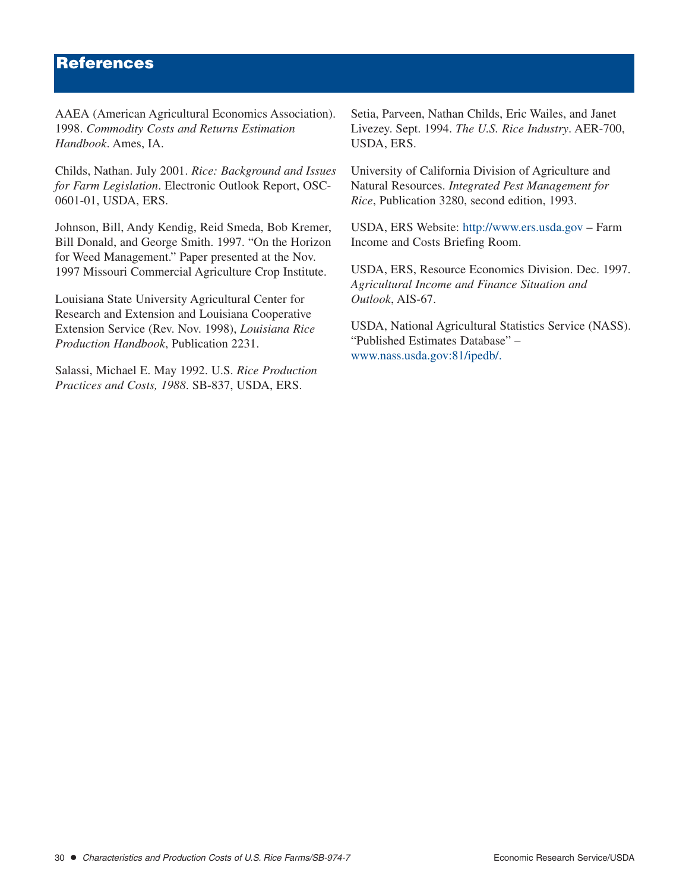# References

AAEA (American Agricultural Economics Association). 1998. *Commodity Costs and Returns Estimation Handbook*. Ames, IA.

Childs, Nathan. July 2001. *Rice: Background and Issues for Farm Legislation*. Electronic Outlook Report, OSC-0601-01, USDA, ERS.

Johnson, Bill, Andy Kendig, Reid Smeda, Bob Kremer, Bill Donald, and George Smith. 1997. "On the Horizon for Weed Management." Paper presented at the Nov. 1997 Missouri Commercial Agriculture Crop Institute.

Louisiana State University Agricultural Center for Research and Extension and Louisiana Cooperative Extension Service (Rev. Nov. 1998), *Louisiana Rice Production Handbook*, Publication 2231.

Salassi, Michael E. May 1992. U.S. *Rice Production Practices and Costs, 1988*. SB-837, USDA, ERS.

Setia, Parveen, Nathan Childs, Eric Wailes, and Janet Livezey. Sept. 1994. *The U.S. Rice Industry*. AER-700, USDA, ERS.

University of California Division of Agriculture and Natural Resources. *Integrated Pest Management for Rice*, Publication 3280, second edition, 1993.

USDA, ERS Website: http://www.ers.usda.gov – Farm Income and Costs Briefing Room.

USDA, ERS, Resource Economics Division. Dec. 1997. *Agricultural Income and Finance Situation and Outlook*, AIS-67.

USDA, National Agricultural Statistics Service (NASS). "Published Estimates Database" – www.nass.usda.gov:81/ipedb/.